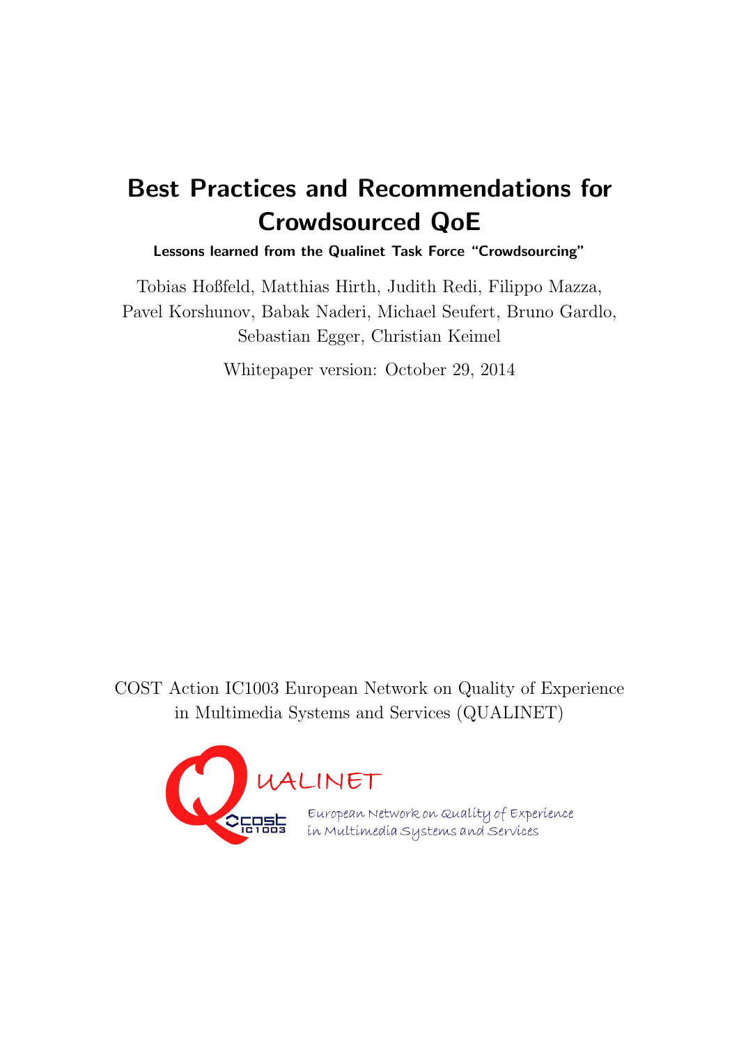# Best Practices and Recommendations for Crowdsourced QoE

**Lessons learned from the Qualinet Task Force "Crowdsourcing"**

Tobias Hoßfeld, Matthias Hirth, Judith Redi, Filippo Mazza, Pavel Korshunov, Babak Naderi, Michael Seufert, Bruno Gardlo, Sebastian Egger, Christian Keimel

Whitepaper version: October 29, 2014

COST Action IC1003 European Network on Quality of Experience in Multimedia Systems and Services (QUALINET)

QUALINET

European Network on Quality of Experience in Multimedia Systems and Services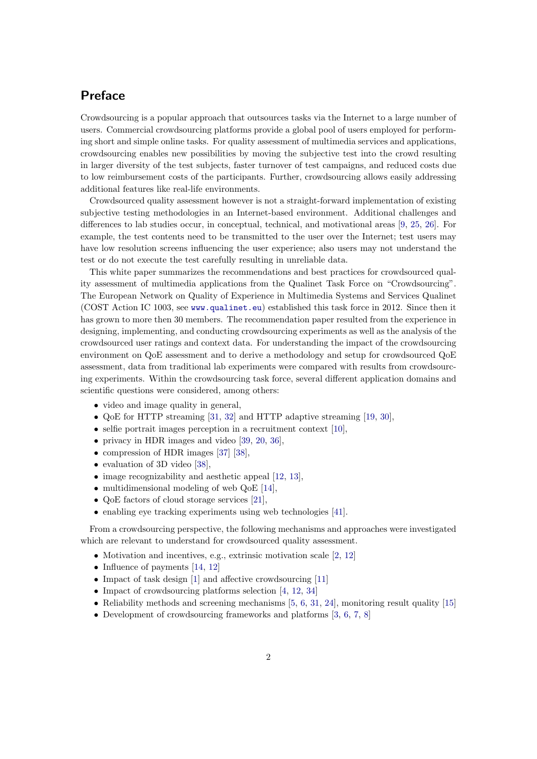# Preface

Crowdsourcing is a popular approach that outsources tasks via the Internet to a large number of users. Commercial crowdsourcing platforms provide a global pool of users employed for performing short and simple online tasks. For quality assessment of multimedia services and applications, crowdsourcing enables new possibilities by moving the subjective test into the crowd resulting in larger diversity of the test subjects, faster turnover of test campaigns, and reduced costs due to low reimbursement costs of the participants. Further, crowdsourcing allows easily addressing additional features like real-life environments.

Crowdsourced quality assessment however is not a straight-forward implementation of existing subjective testing methodologies in an Internet-based environment. Additional challenges and differences to lab studies occur, in conceptual, technical, and motivational areas [9, 25, 26]. For example, the test contents need to be transmitted to the user over the Internet; test users may have low resolution screens influencing the user experience; also users may not understand the test or do not execute the test carefully resulting in unreliable data.

This white paper summarizes the recommendations and best practices for crowdsourced quality assessment of multimedia applications from the Qualinet Task Force on "Crowdsourcing". The European Network on Quality of Experience in Multimedia Systems and Services Qualinet (COST Action IC 1003, see www.qualinet.eu) established this task force in 2012. Since then it has grown to more then 30 members. The recommendation paper resulted from the experience in designing, implementing, and conducting crowdsourcing experiments as well as the analysis of the crowdsourced user ratings and context data. For understanding the impact of the crowdsourcing environment on QoE assessment and to derive a methodology and setup for crowdsourced QoE assessment, data from traditional lab experiments were compared with results from crowdsourcing experiments. Within the crowdsourcing task force, several different application domains and scientific questions were considered, among others:

- video and image quality in general,
- QoE for HTTP streaming [31, 32] and HTTP adaptive streaming [19, 30],
- selfie portrait images perception in a recruitment context [10],
- privacy in HDR images and video [39, 20, 36],
- compression of HDR images [37] [38],
- evaluation of 3D video [38],
- image recognizability and aesthetic appeal [12, 13],
- multidimensional modeling of web QoE [14],
- QoE factors of cloud storage services [21],
- enabling eye tracking experiments using web technologies [41].

From a crowdsourcing perspective, the following mechanisms and approaches were investigated which are relevant to understand for crowdsourced quality assessment.

- Motivation and incentives, e.g., extrinsic motivation scale [2, 12]
- Influence of payments [14, 12]
- Impact of task design [1] and affective crowdsourcing [11]
- Impact of crowdsourcing platforms selection [4, 12, 34]
- Reliability methods and screening mechanisms [5, 6, 31, 24], monitoring result quality [15]
- Development of crowdsourcing frameworks and platforms [3, 6, 7, 8]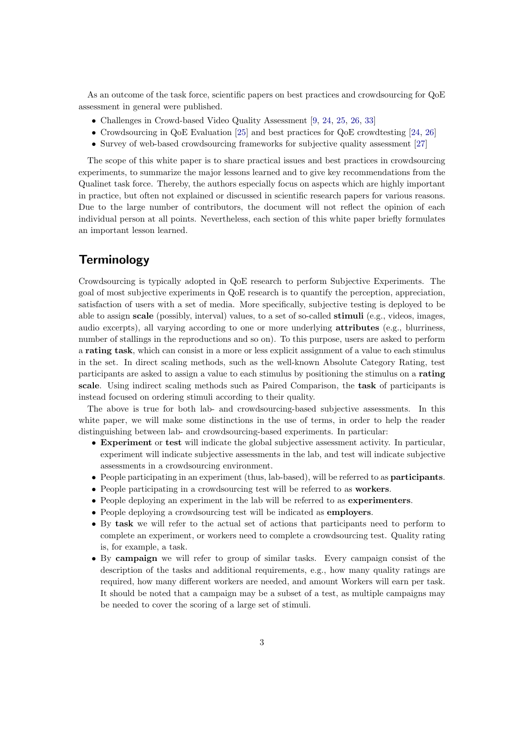As an outcome of the task force, scientific papers on best practices and crowdsourcing for QoE assessment in general were published.

- Challenges in Crowd-based Video Quality Assessment [9, 24, 25, 26, 33]
- Crowdsourcing in QoE Evaluation [25] and best practices for QoE crowdtesting [24, 26]
- Survey of web-based crowdsourcing frameworks for subjective quality assessment [27]

The scope of this white paper is to share practical issues and best practices in crowdsourcing experiments, to summarize the major lessons learned and to give key recommendations from the Qualinet task force. Thereby, the authors especially focus on aspects which are highly important in practice, but often not explained or discussed in scientific research papers for various reasons. Due to the large number of contributors, the document will not reflect the opinion of each individual person at all points. Nevertheless, each section of this white paper briefly formulates an important lesson learned.

## Terminology

Crowdsourcing is typically adopted in QoE research to perform Subjective Experiments. The goal of most subjective experiments in QoE research is to quantify the perception, appreciation, satisfaction of users with a set of media. More specifically, subjective testing is deployed to be able to assign **scale** (possibly, interval) values, to a set of so-called **stimuli** (e.g., videos, images, audio excerpts), all varying according to one or more underlying **attributes** (e.g., blurriness, number of stallings in the reproductions and so on). To this purpose, users are asked to perform a **rating task**, which can consist in a more or less explicit assignment of a value to each stimulus in the set. In direct scaling methods, such as the well-known Absolute Category Rating, test participants are asked to assign a value to each stimulus by positioning the stimulus on a **rating scale**. Using indirect scaling methods such as Paired Comparison, the **task** of participants is instead focused on ordering stimuli according to their quality.

The above is true for both lab- and crowdsourcing-based subjective assessments. In this white paper, we will make some distinctions in the use of terms, in order to help the reader distinguishing between lab- and crowdsourcing-based experiments. In particular:

- **Experiment** or **test** will indicate the global subjective assessment activity. In particular, experiment will indicate subjective assessments in the lab, and test will indicate subjective assessments in a crowdsourcing environment.
- People participating in an experiment (thus, lab-based), will be referred to as **participants**.
- People participating in a crowdsourcing test will be referred to as **workers**.
- People deploying an experiment in the lab will be referred to as **experimenters**.
- People deploying a crowdsourcing test will be indicated as **employers**.
- By **task** we will refer to the actual set of actions that participants need to perform to complete an experiment, or workers need to complete a crowdsourcing test. Quality rating is, for example, a task.
- By **campaign** we will refer to group of similar tasks. Every campaign consist of the description of the tasks and additional requirements, e.g., how many quality ratings are required, how many different workers are needed, and amount Workers will earn per task. It should be noted that a campaign may be a subset of a test, as multiple campaigns may be needed to cover the scoring of a large set of stimuli.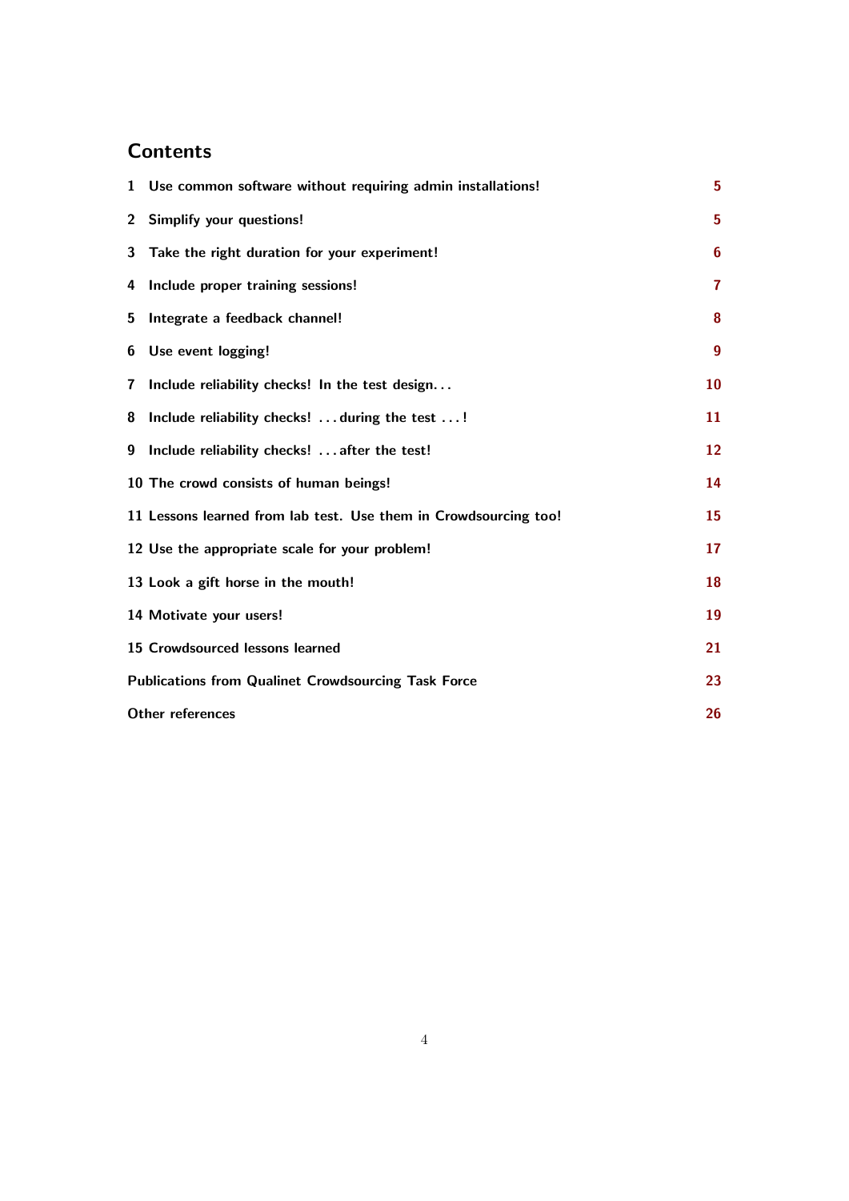# Contents

| | |
|---|---|
| 1 Use common software without requiring admin installations! | 5 |
| 2 Simplify your questions! | 5 |
| 3 Take the right duration for your experiment! | 6 |
| 4 Include proper training sessions! | 7 |
| 5 Integrate a feedback channel! | 8 |
| 6 Use event logging! | 9 |
| 7 Include reliability checks! In the test design... | 10 |
| 8 Include reliability checks! ...during the test ...! | 11 |
| 9 Include reliability checks! ...after the test! | 12 |
| 10 The crowd consists of human beings! | 14 |
| 11 Lessons learned from lab test. Use them in Crowdsourcing too! | 15 |
| 12 Use the appropriate scale for your problem! | 17 |
| 13 Look a gift horse in the mouth! | 18 |
| 14 Motivate your users! | 19 |
| 15 Crowdsourced lessons learned | 21 |
| Publications from Qualinet Crowdsourcing Task Force | 23 |
| Other references | 26 |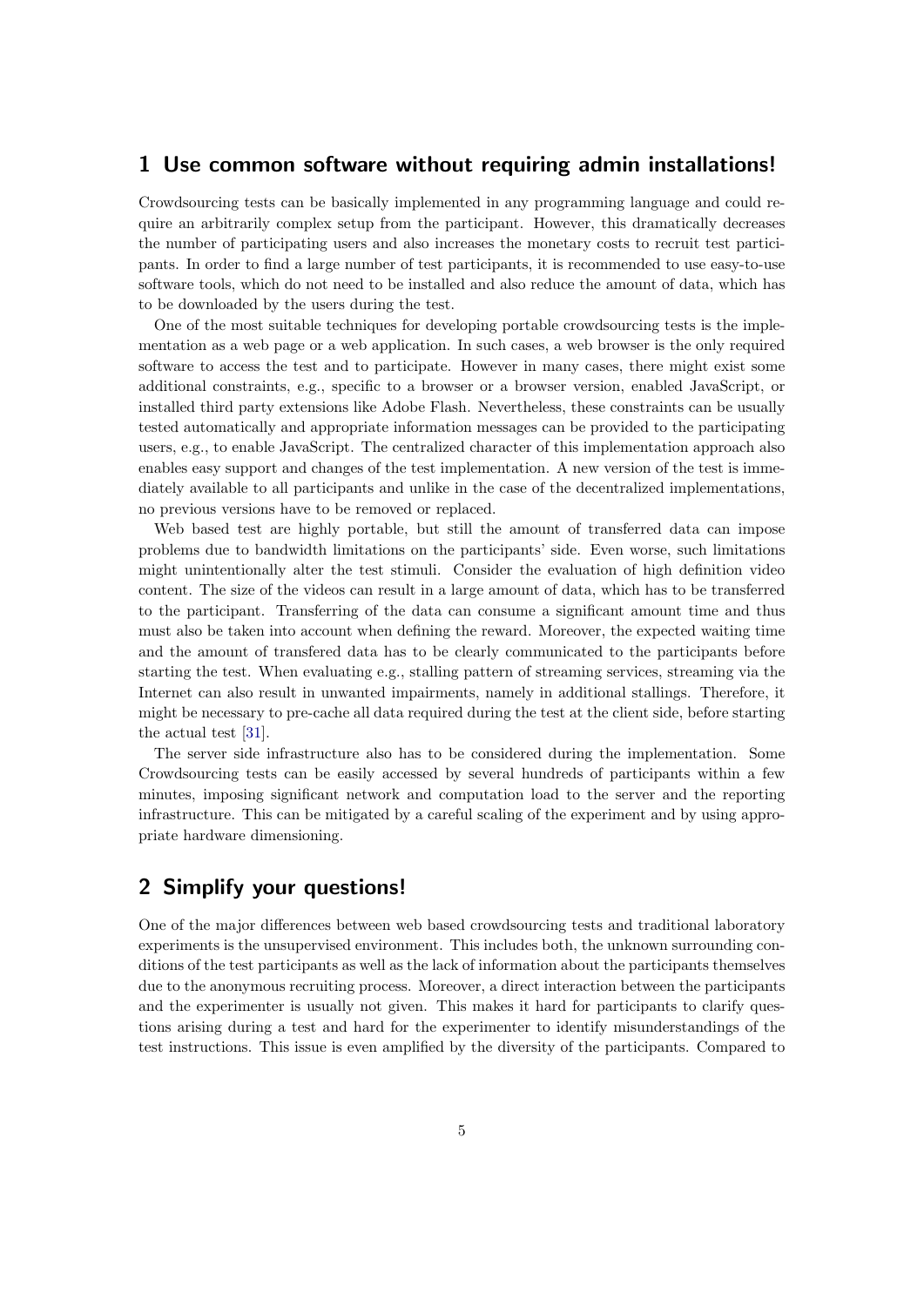## 1 Use common software without requiring admin installations!

Crowdsourcing tests can be basically implemented in any programming language and could require an arbitrarily complex setup from the participant. However, this dramatically decreases the number of participating users and also increases the monetary costs to recruit test participants. In order to find a large number of test participants, it is recommended to use easy-to-use software tools, which do not need to be installed and also reduce the amount of data, which has to be downloaded by the users during the test.

One of the most suitable techniques for developing portable crowdsourcing tests is the implementation as a web page or a web application. In such cases, a web browser is the only required software to access the test and to participate. However in many cases, there might exist some additional constraints, e.g., specific to a browser or a browser version, enabled JavaScript, or installed third party extensions like Adobe Flash. Nevertheless, these constraints can be usually tested automatically and appropriate information messages can be provided to the participating users, e.g., to enable JavaScript. The centralized character of this implementation approach also enables easy support and changes of the test implementation. A new version of the test is immediately available to all participants and unlike in the case of the decentralized implementations, no previous versions have to be removed or replaced.

Web based test are highly portable, but still the amount of transferred data can impose problems due to bandwidth limitations on the participants' side. Even worse, such limitations might unintentionally alter the test stimuli. Consider the evaluation of high definition video content. The size of the videos can result in a large amount of data, which has to be transferred to the participant. Transferring of the data can consume a significant amount time and thus must also be taken into account when defining the reward. Moreover, the expected waiting time and the amount of transfered data has to be clearly communicated to the participants before starting the test. When evaluating e.g., stalling pattern of streaming services, streaming via the Internet can also result in unwanted impairments, namely in additional stallings. Therefore, it might be necessary to pre-cache all data required during the test at the client side, before starting the actual test [31].

The server side infrastructure also has to be considered during the implementation. Some Crowdsourcing tests can be easily accessed by several hundreds of participants within a few minutes, imposing significant network and computation load to the server and the reporting infrastructure. This can be mitigated by a careful scaling of the experiment and by using appropriate hardware dimensioning.

## 2 Simplify your questions!

One of the major differences between web based crowdsourcing tests and traditional laboratory experiments is the unsupervised environment. This includes both, the unknown surrounding conditions of the test participants as well as the lack of information about the participants themselves due to the anonymous recruiting process. Moreover, a direct interaction between the participants and the experimenter is usually not given. This makes it hard for participants to clarify questions arising during a test and hard for the experimenter to identify misunderstandings of the test instructions. This issue is even amplified by the diversity of the participants. Compared to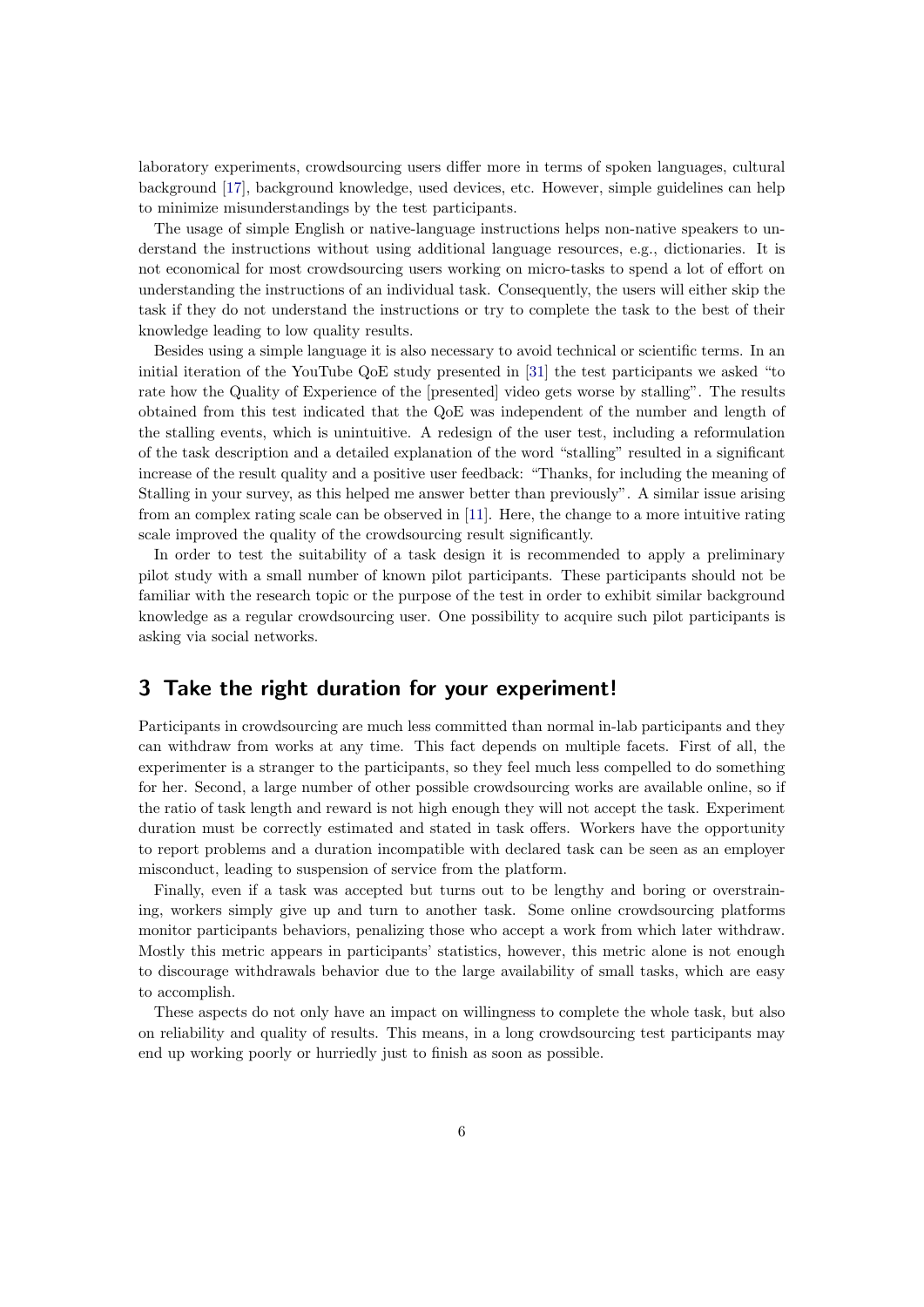laboratory experiments, crowdsourcing users differ more in terms of spoken languages, cultural background [17], background knowledge, used devices, etc. However, simple guidelines can help to minimize misunderstandings by the test participants.

The usage of simple English or native-language instructions helps non-native speakers to understand the instructions without using additional language resources, e.g., dictionaries. It is not economical for most crowdsourcing users working on micro-tasks to spend a lot of effort on understanding the instructions of an individual task. Consequently, the users will either skip the task if they do not understand the instructions or try to complete the task to the best of their knowledge leading to low quality results.

Besides using a simple language it is also necessary to avoid technical or scientific terms. In an initial iteration of the YouTube QoE study presented in [31] the test participants we asked "to rate how the Quality of Experience of the [presented] video gets worse by stalling". The results obtained from this test indicated that the QoE was independent of the number and length of the stalling events, which is unintuitive. A redesign of the user test, including a reformulation of the task description and a detailed explanation of the word "stalling" resulted in a significant increase of the result quality and a positive user feedback: "Thanks, for including the meaning of Stalling in your survey, as this helped me answer better than previously". A similar issue arising from an complex rating scale can be observed in [11]. Here, the change to a more intuitive rating scale improved the quality of the crowdsourcing result significantly.

In order to test the suitability of a task design it is recommended to apply a preliminary pilot study with a small number of known pilot participants. These participants should not be familiar with the research topic or the purpose of the test in order to exhibit similar background knowledge as a regular crowdsourcing user. One possibility to acquire such pilot participants is asking via social networks.

## 3 Take the right duration for your experiment!

Participants in crowdsourcing are much less committed than normal in-lab participants and they can withdraw from works at any time. This fact depends on multiple facets. First of all, the experimenter is a stranger to the participants, so they feel much less compelled to do something for her. Second, a large number of other possible crowdsourcing works are available online, so if the ratio of task length and reward is not high enough they will not accept the task. Experiment duration must be correctly estimated and stated in task offers. Workers have the opportunity to report problems and a duration incompatible with declared task can be seen as an employer misconduct, leading to suspension of service from the platform.

Finally, even if a task was accepted but turns out to be lengthy and boring or overstraining, workers simply give up and turn to another task. Some online crowdsourcing platforms monitor participants behaviors, penalizing those who accept a work from which later withdraw. Mostly this metric appears in participants' statistics, however, this metric alone is not enough to discourage withdrawals behavior due to the large availability of small tasks, which are easy to accomplish.

These aspects do not only have an impact on willingness to complete the whole task, but also on reliability and quality of results. This means, in a long crowdsourcing test participants may end up working poorly or hurriedly just to finish as soon as possible.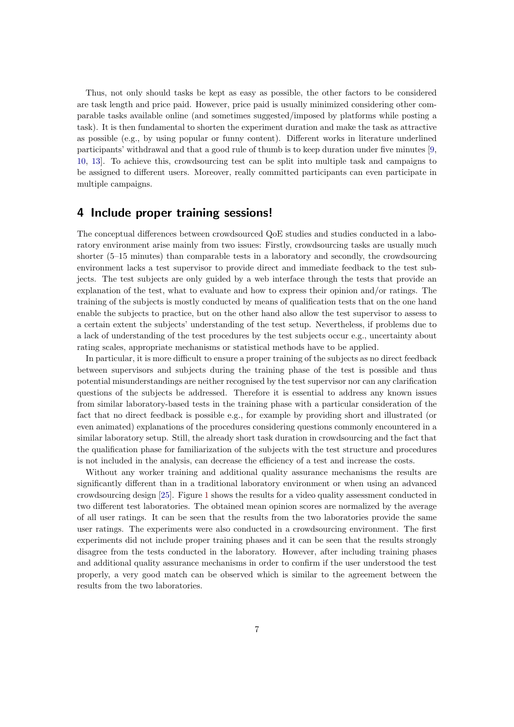Thus, not only should tasks be kept as easy as possible, the other factors to be considered are task length and price paid. However, price paid is usually minimized considering other comparable tasks available online (and sometimes suggested/imposed by platforms while posting a task). It is then fundamental to shorten the experiment duration and make the task as attractive as possible (e.g., by using popular or funny content). Different works in literature underlined participants' withdrawal and that a good rule of thumb is to keep duration under five minutes [9, 10, 13]. To achieve this, crowdsourcing test can be split into multiple task and campaigns to be assigned to different users. Moreover, really committed participants can even participate in multiple campaigns.

## 4 Include proper training sessions!

The conceptual differences between crowdsourced QoE studies and studies conducted in a laboratory environment arise mainly from two issues: Firstly, crowdsourcing tasks are usually much shorter (5–15 minutes) than comparable tests in a laboratory and secondly, the crowdsourcing environment lacks a test supervisor to provide direct and immediate feedback to the test subjects. The test subjects are only guided by a web interface through the tests that provide an explanation of the test, what to evaluate and how to express their opinion and/or ratings. The training of the subjects is mostly conducted by means of qualification tests that on the one hand enable the subjects to practice, but on the other hand also allow the test supervisor to assess to a certain extent the subjects' understanding of the test setup. Nevertheless, if problems due to a lack of understanding of the test procedures by the test subjects occur e.g., uncertainty about rating scales, appropriate mechanisms or statistical methods have to be applied.

In particular, it is more difficult to ensure a proper training of the subjects as no direct feedback between supervisors and subjects during the training phase of the test is possible and thus potential misunderstandings are neither recognised by the test supervisor nor can any clarification questions of the subjects be addressed. Therefore it is essential to address any known issues from similar laboratory-based tests in the training phase with a particular consideration of the fact that no direct feedback is possible e.g., for example by providing short and illustrated (or even animated) explanations of the procedures considering questions commonly encountered in a similar laboratory setup. Still, the already short task duration in crowdsourcing and the fact that the qualification phase for familiarization of the subjects with the test structure and procedures is not included in the analysis, can decrease the efficiency of a test and increase the costs.

Without any worker training and additional quality assurance mechanisms the results are significantly different than in a traditional laboratory environment or when using an advanced crowdsourcing design [25]. Figure 1 shows the results for a video quality assessment conducted in two different test laboratories. The obtained mean opinion scores are normalized by the average of all user ratings. It can be seen that the results from the two laboratories provide the same user ratings. The experiments were also conducted in a crowdsourcing environment. The first experiments did not include proper training phases and it can be seen that the results strongly disagree from the tests conducted in the laboratory. However, after including training phases and additional quality assurance mechanisms in order to confirm if the user understood the test properly, a very good match can be observed which is similar to the agreement between the results from the two laboratories.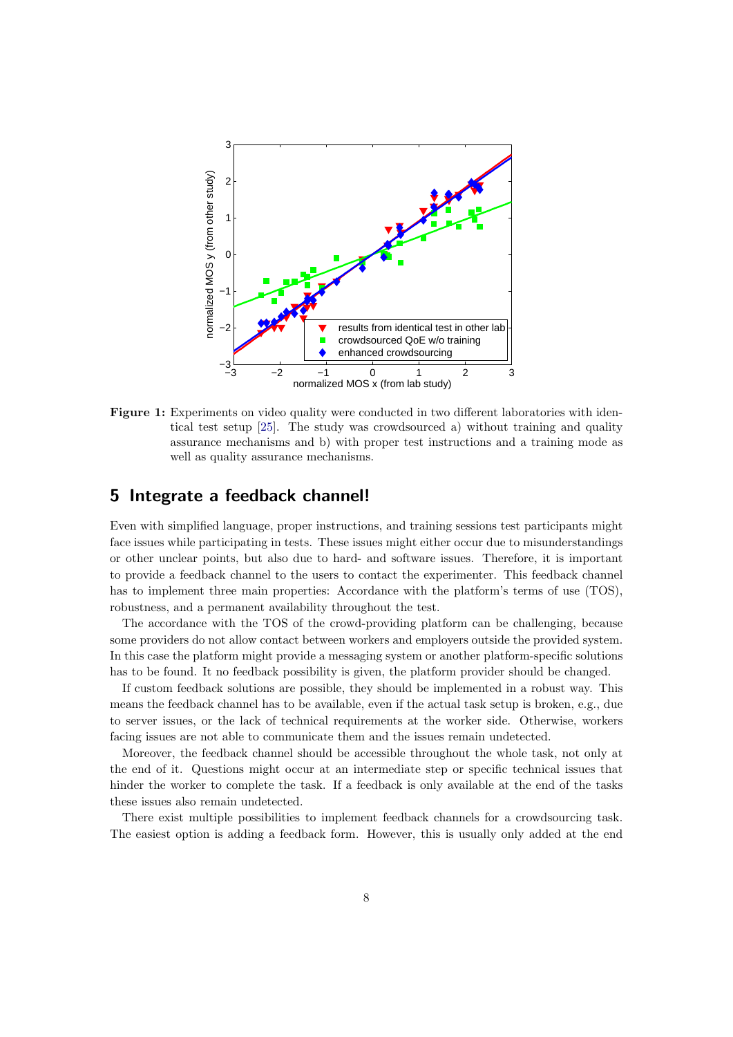**Figure 1:** Experiments on video quality were conducted in two different laboratories with identical test setup [25]. The study was crowdsourced a) without training and quality assurance mechanisms and b) with proper test instructions and a training mode as well as quality assurance mechanisms.

## 5 Integrate a feedback channel!

Even with simplified language, proper instructions, and training sessions test participants might face issues while participating in tests. These issues might either occur due to misunderstandings or other unclear points, but also due to hard- and software issues. Therefore, it is important to provide a feedback channel to the users to contact the experimenter. This feedback channel has to implement three main properties: Accordance with the platform's terms of use (TOS), robustness, and a permanent availability throughout the test.

The accordance with the TOS of the crowd-providing platform can be challenging, because some providers do not allow contact between workers and employers outside the provided system. In this case the platform might provide a messaging system or another platform-specific solutions has to be found. It no feedback possibility is given, the platform provider should be changed.

If custom feedback solutions are possible, they should be implemented in a robust way. This means the feedback channel has to be available, even if the actual task setup is broken, e.g., due to server issues, or the lack of technical requirements at the worker side. Otherwise, workers facing issues are not able to communicate them and the issues remain undetected.

Moreover, the feedback channel should be accessible throughout the whole task, not only at the end of it. Questions might occur at an intermediate step or specific technical issues that hinder the worker to complete the task. If a feedback is only available at the end of the tasks these issues also remain undetected.

There exist multiple possibilities to implement feedback channels for a crowdsourcing task. The easiest option is adding a feedback form. However, this is usually only added at the end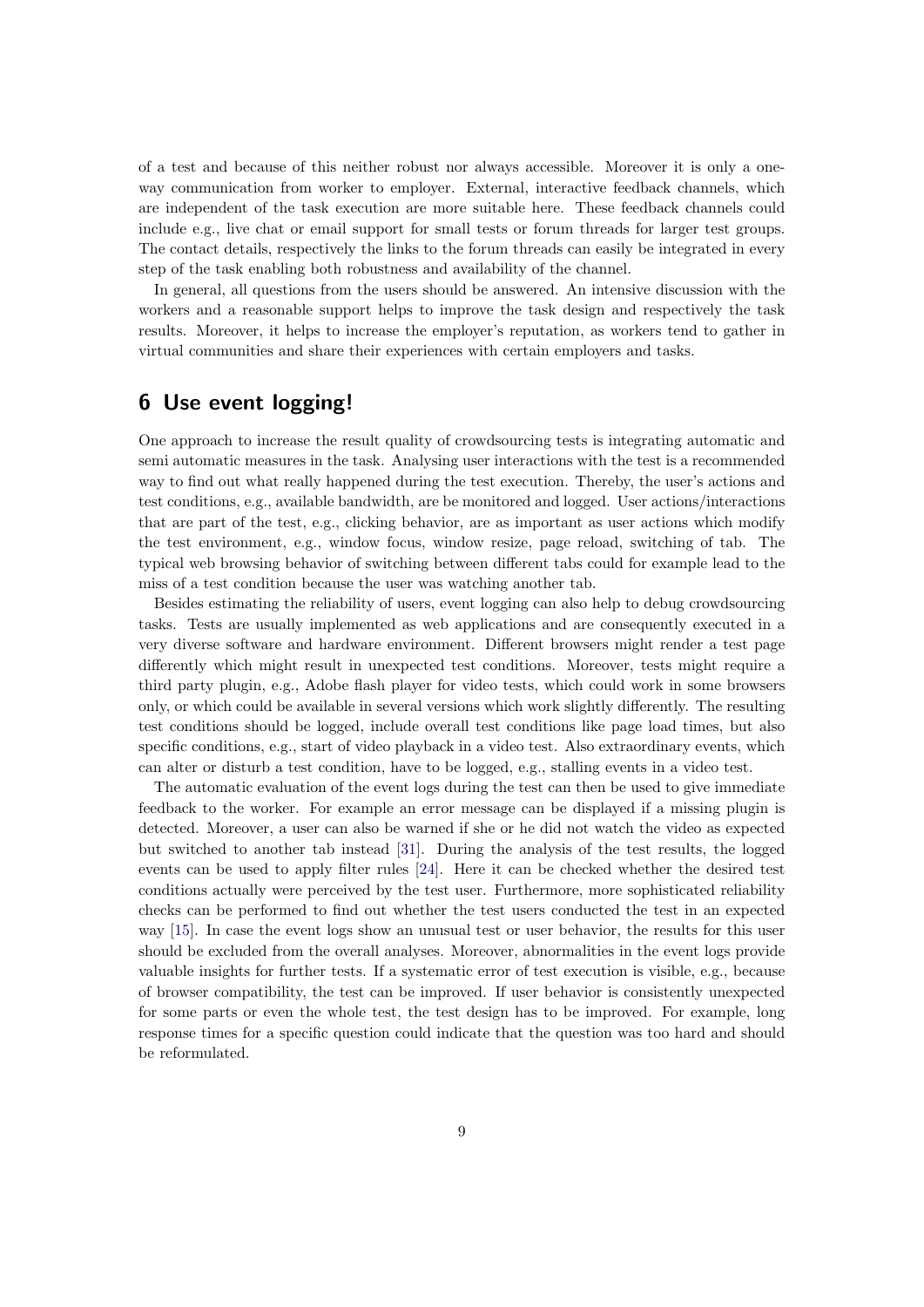of a test and because of this neither robust nor always accessible. Moreover it is only a one-way communication from worker to employer. External, interactive feedback channels, which are independent of the task execution are more suitable here. These feedback channels could include e.g., live chat or email support for small tests or forum threads for larger test groups. The contact details, respectively the links to the forum threads can easily be integrated in every step of the task enabling both robustness and availability of the channel.

In general, all questions from the users should be answered. An intensive discussion with the workers and a reasonable support helps to improve the task design and respectively the task results. Moreover, it helps to increase the employer's reputation, as workers tend to gather in virtual communities and share their experiences with certain employers and tasks.

## 6 Use event logging!

One approach to increase the result quality of crowdsourcing tests is integrating automatic and semi automatic measures in the task. Analysing user interactions with the test is a recommended way to find out what really happened during the test execution. Thereby, the user's actions and test conditions, e.g., available bandwidth, are be monitored and logged. User actions/interactions that are part of the test, e.g., clicking behavior, are as important as user actions which modify the test environment, e.g., window focus, window resize, page reload, switching of tab. The typical web browsing behavior of switching between different tabs could for example lead to the miss of a test condition because the user was watching another tab.

Besides estimating the reliability of users, event logging can also help to debug crowdsourcing tasks. Tests are usually implemented as web applications and are consequently executed in a very diverse software and hardware environment. Different browsers might render a test page differently which might result in unexpected test conditions. Moreover, tests might require a third party plugin, e.g., Adobe flash player for video tests, which could work in some browsers only, or which could be available in several versions which work slightly differently. The resulting test conditions should be logged, include overall test conditions like page load times, but also specific conditions, e.g., start of video playback in a video test. Also extraordinary events, which can alter or disturb a test condition, have to be logged, e.g., stalling events in a video test.

The automatic evaluation of the event logs during the test can then be used to give immediate feedback to the worker. For example an error message can be displayed if a missing plugin is detected. Moreover, a user can also be warned if she or he did not watch the video as expected but switched to another tab instead [31]. During the analysis of the test results, the logged events can be used to apply filter rules [24]. Here it can be checked whether the desired test conditions actually were perceived by the test user. Furthermore, more sophisticated reliability checks can be performed to find out whether the test users conducted the test in an expected way [15]. In case the event logs show an unusual test or user behavior, the results for this user should be excluded from the overall analyses. Moreover, abnormalities in the event logs provide valuable insights for further tests. If a systematic error of test execution is visible, e.g., because of browser compatibility, the test can be improved. If user behavior is consistently unexpected for some parts or even the whole test, the test design has to be improved. For example, long response times for a specific question could indicate that the question was too hard and should be reformulated.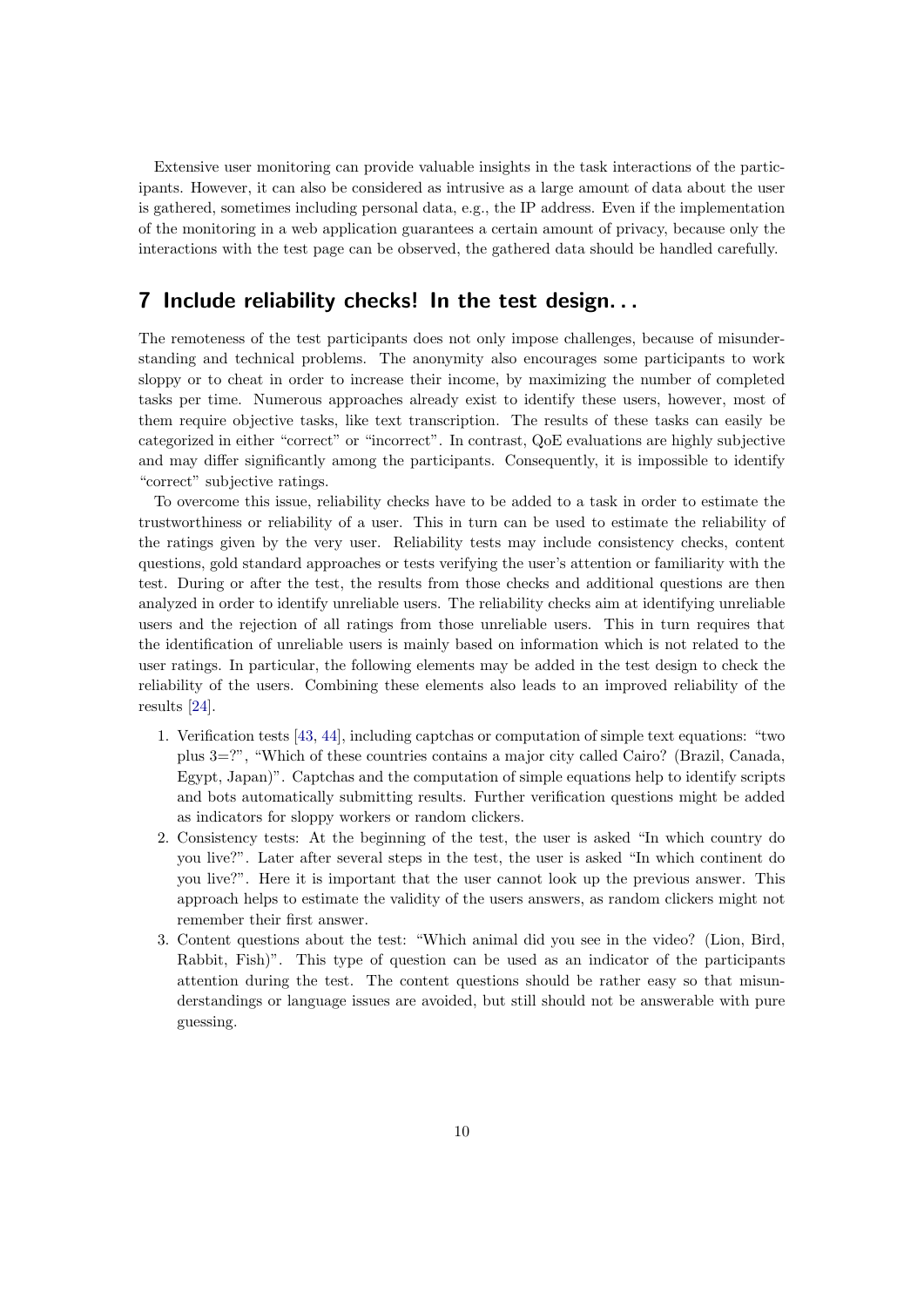Extensive user monitoring can provide valuable insights in the task interactions of the participants. However, it can also be considered as intrusive as a large amount of data about the user is gathered, sometimes including personal data, e.g., the IP address. Even if the implementation of the monitoring in a web application guarantees a certain amount of privacy, because only the interactions with the test page can be observed, the gathered data should be handled carefully.

## 7 Include reliability checks! In the test design...

The remoteness of the test participants does not only impose challenges, because of misunderstanding and technical problems. The anonymity also encourages some participants to work sloppy or to cheat in order to increase their income, by maximizing the number of completed tasks per time. Numerous approaches already exist to identify these users, however, most of them require objective tasks, like text transcription. The results of these tasks can easily be categorized in either "correct" or "incorrect". In contrast, QoE evaluations are highly subjective and may differ significantly among the participants. Consequently, it is impossible to identify "correct" subjective ratings.

To overcome this issue, reliability checks have to be added to a task in order to estimate the trustworthiness or reliability of a user. This in turn can be used to estimate the reliability of the ratings given by the very user. Reliability tests may include consistency checks, content questions, gold standard approaches or tests verifying the user's attention or familiarity with the test. During or after the test, the results from those checks and additional questions are then analyzed in order to identify unreliable users. The reliability checks aim at identifying unreliable users and the rejection of all ratings from those unreliable users. This in turn requires that the identification of unreliable users is mainly based on information which is not related to the user ratings. In particular, the following elements may be added in the test design to check the reliability of the users. Combining these elements also leads to an improved reliability of the results [24].

1. Verification tests [43, 44], including captchas or computation of simple text equations: "two plus 3=?", "Which of these countries contains a major city called Cairo? (Brazil, Canada, Egypt, Japan)". Captchas and the computation of simple equations help to identify scripts and bots automatically submitting results. Further verification questions might be added as indicators for sloppy workers or random clickers.
2. Consistency tests: At the beginning of the test, the user is asked "In which country do you live?". Later after several steps in the test, the user is asked "In which continent do you live?". Here it is important that the user cannot look up the previous answer. This approach helps to estimate the validity of the users answers, as random clickers might not remember their first answer.
3. Content questions about the test: "Which animal did you see in the video? (Lion, Bird, Rabbit, Fish)". This type of question can be used as an indicator of the participants attention during the test. The content questions should be rather easy so that misunderstandings or language issues are avoided, but still should not be answerable with pure guessing.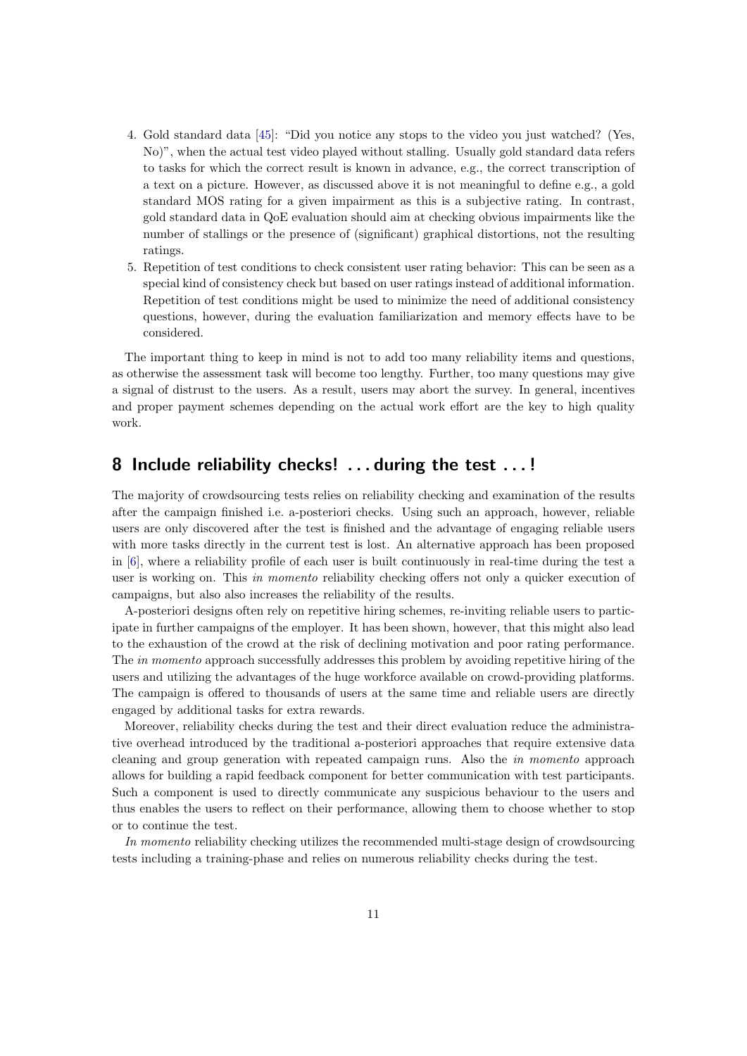4. Gold standard data [45]: "Did you notice any stops to the video you just watched? (Yes, No)", when the actual test video played without stalling. Usually gold standard data refers to tasks for which the correct result is known in advance, e.g., the correct transcription of a text on a picture. However, as discussed above it is not meaningful to define e.g., a gold standard MOS rating for a given impairment as this is a subjective rating. In contrast, gold standard data in QoE evaluation should aim at checking obvious impairments like the number of stallings or the presence of (significant) graphical distortions, not the resulting ratings.
5. Repetition of test conditions to check consistent user rating behavior: This can be seen as a special kind of consistency check but based on user ratings instead of additional information. Repetition of test conditions might be used to minimize the need of additional consistency questions, however, during the evaluation familiarization and memory effects have to be considered.

The important thing to keep in mind is not to add too many reliability items and questions, as otherwise the assessment task will become too lengthy. Further, too many questions may give a signal of distrust to the users. As a result, users may abort the survey. In general, incentives and proper payment schemes depending on the actual work effort are the key to high quality work.

## 8 Include reliability checks! . . . during the test . . . !

The majority of crowdsourcing tests relies on reliability checking and examination of the results after the campaign finished i.e. a-posteriori checks. Using such an approach, however, reliable users are only discovered after the test is finished and the advantage of engaging reliable users with more tasks directly in the current test is lost. An alternative approach has been proposed in [6], where a reliability profile of each user is built continuously in real-time during the test a user is working on. This *in momento* reliability checking offers not only a quicker execution of campaigns, but also also increases the reliability of the results.

A-posteriori designs often rely on repetitive hiring schemes, re-inviting reliable users to participate in further campaigns of the employer. It has been shown, however, that this might also lead to the exhaustion of the crowd at the risk of declining motivation and poor rating performance. The *in momento* approach successfully addresses this problem by avoiding repetitive hiring of the users and utilizing the advantages of the huge workforce available on crowd-providing platforms. The campaign is offered to thousands of users at the same time and reliable users are directly engaged by additional tasks for extra rewards.

Moreover, reliability checks during the test and their direct evaluation reduce the administrative overhead introduced by the traditional a-posteriori approaches that require extensive data cleaning and group generation with repeated campaign runs. Also the *in momento* approach allows for building a rapid feedback component for better communication with test participants. Such a component is used to directly communicate any suspicious behaviour to the users and thus enables the users to reflect on their performance, allowing them to choose whether to stop or to continue the test.

*In momento* reliability checking utilizes the recommended multi-stage design of crowdsourcing tests including a training-phase and relies on numerous reliability checks during the test.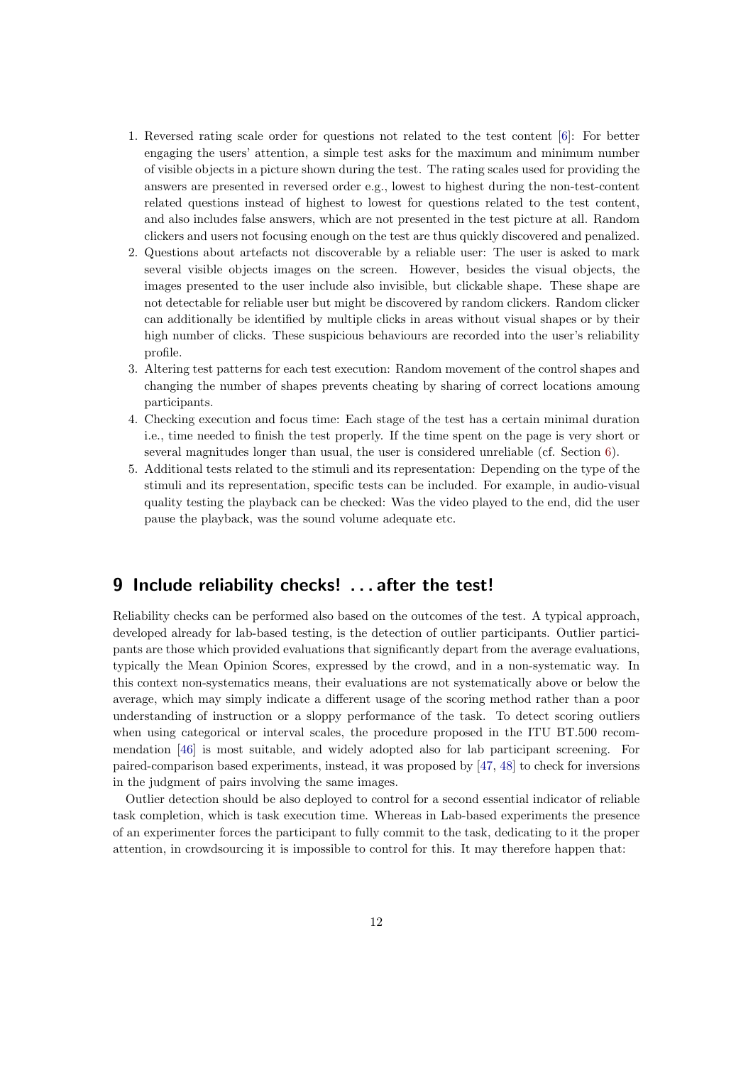1. Reversed rating scale order for questions not related to the test content [6]: For better engaging the users' attention, a simple test asks for the maximum and minimum number of visible objects in a picture shown during the test. The rating scales used for providing the answers are presented in reversed order e.g., lowest to highest during the non-test-content related questions instead of highest to lowest for questions related to the test content, and also includes false answers, which are not presented in the test picture at all. Random clickers and users not focusing enough on the test are thus quickly discovered and penalized.
2. Questions about artefacts not discoverable by a reliable user: The user is asked to mark several visible objects images on the screen. However, besides the visual objects, the images presented to the user include also invisible, but clickable shape. These shape are not detectable for reliable user but might be discovered by random clickers. Random clicker can additionally be identified by multiple clicks in areas without visual shapes or by their high number of clicks. These suspicious behaviours are recorded into the user's reliability profile.
3. Altering test patterns for each test execution: Random movement of the control shapes and changing the number of shapes prevents cheating by sharing of correct locations amoung participants.
4. Checking execution and focus time: Each stage of the test has a certain minimal duration i.e., time needed to finish the test properly. If the time spent on the page is very short or several magnitudes longer than usual, the user is considered unreliable (cf. Section 6).
5. Additional tests related to the stimuli and its representation: Depending on the type of the stimuli and its representation, specific tests can be included. For example, in audio-visual quality testing the playback can be checked: Was the video played to the end, did the user pause the playback, was the sound volume adequate etc.

## 9 Include reliability checks! . . . after the test!

Reliability checks can be performed also based on the outcomes of the test. A typical approach, developed already for lab-based testing, is the detection of outlier participants. Outlier participants are those which provided evaluations that significantly depart from the average evaluations, typically the Mean Opinion Scores, expressed by the crowd, and in a non-systematic way. In this context non-systematics means, their evaluations are not systematically above or below the average, which may simply indicate a different usage of the scoring method rather than a poor understanding of instruction or a sloppy performance of the task. To detect scoring outliers when using categorical or interval scales, the procedure proposed in the ITU BT.500 recommendation [46] is most suitable, and widely adopted also for lab participant screening. For paired-comparison based experiments, instead, it was proposed by [47, 48] to check for inversions in the judgment of pairs involving the same images.

Outlier detection should be also deployed to control for a second essential indicator of reliable task completion, which is task execution time. Whereas in Lab-based experiments the presence of an experimenter forces the participant to fully commit to the task, dedicating to it the proper attention, in crowdsourcing it is impossible to control for this. It may therefore happen that: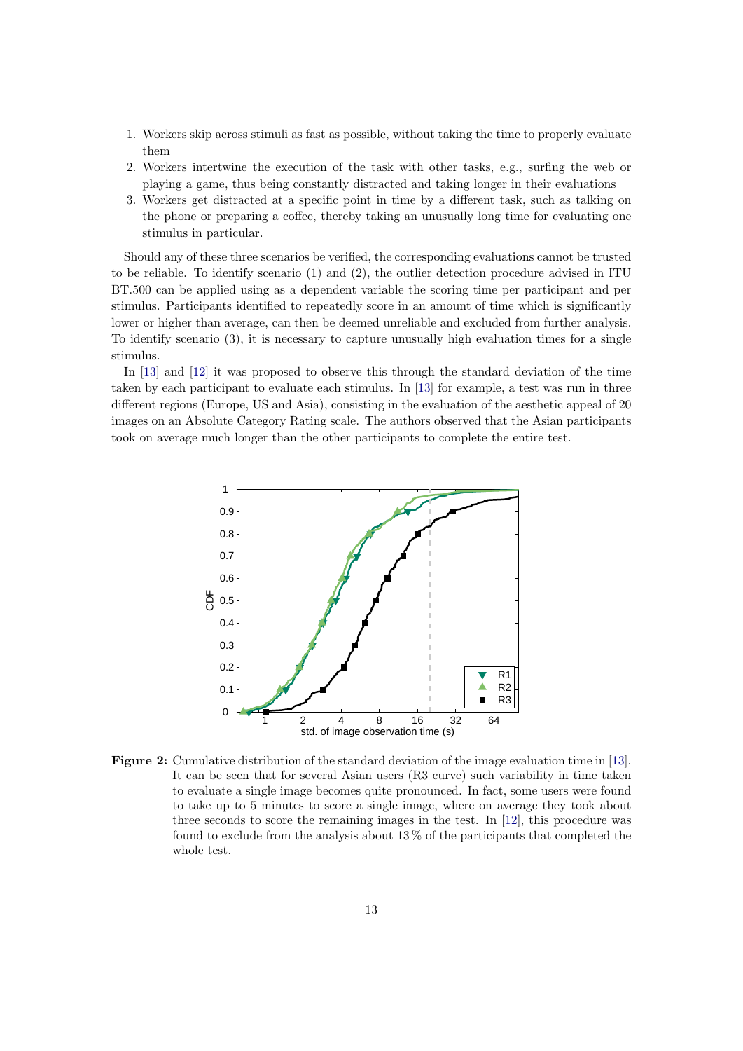1. Workers skip across stimuli as fast as possible, without taking the time to properly evaluate them
2. Workers intertwine the execution of the task with other tasks, e.g., surfing the web or playing a game, thus being constantly distracted and taking longer in their evaluations
3. Workers get distracted at a specific point in time by a different task, such as talking on the phone or preparing a coffee, thereby taking an unusually long time for evaluating one stimulus in particular.

Should any of these three scenarios be verified, the corresponding evaluations cannot be trusted to be reliable. To identify scenario (1) and (2), the outlier detection procedure advised in ITU BT.500 can be applied using as a dependent variable the scoring time per participant and per stimulus. Participants identified to repeatedly score in an amount of time which is significantly lower or higher than average, can then be deemed unreliable and excluded from further analysis. To identify scenario (3), it is necessary to capture unusually high evaluation times for a single stimulus.

In [13] and [12] it was proposed to observe this through the standard deviation of the time taken by each participant to evaluate each stimulus. In [13] for example, a test was run in three different regions (Europe, US and Asia), consisting in the evaluation of the aesthetic appeal of 20 images on an Absolute Category Rating scale. The authors observed that the Asian participants took on average much longer than the other participants to complete the entire test.

**Figure 2:** Cumulative distribution of the standard deviation of the image evaluation time in [13]. It can be seen that for several Asian users (R3 curve) such variability in time taken to evaluate a single image becomes quite pronounced. In fact, some users were found to take up to 5 minutes to score a single image, where on average they took about three seconds to score the remaining images in the test. In [12], this procedure was found to exclude from the analysis about 13 % of the participants that completed the whole test.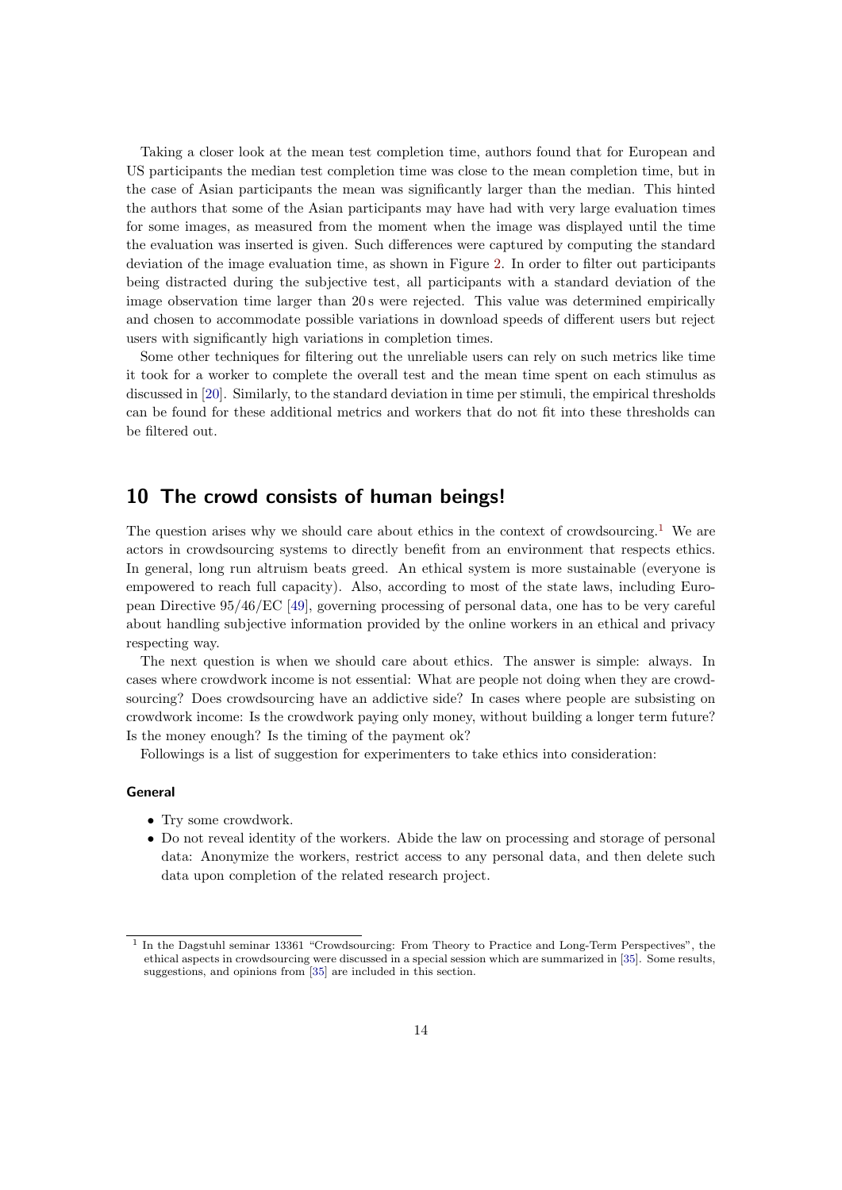Taking a closer look at the mean test completion time, authors found that for European and US participants the median test completion time was close to the mean completion time, but in the case of Asian participants the mean was significantly larger than the median. This hinted the authors that some of the Asian participants may have had with very large evaluation times for some images, as measured from the moment when the image was displayed until the time the evaluation was inserted is given. Such differences were captured by computing the standard deviation of the image evaluation time, as shown in Figure 2. In order to filter out participants being distracted during the subjective test, all participants with a standard deviation of the image observation time larger than 20 s were rejected. This value was determined empirically and chosen to accommodate possible variations in download speeds of different users but reject users with significantly high variations in completion times.

Some other techniques for filtering out the unreliable users can rely on such metrics like time it took for a worker to complete the overall test and the mean time spent on each stimulus as discussed in [20]. Similarly, to the standard deviation in time per stimuli, the empirical thresholds can be found for these additional metrics and workers that do not fit into these thresholds can be filtered out.

## 10 The crowd consists of human beings!

The question arises why we should care about ethics in the context of crowdsourcing.[1] We are actors in crowdsourcing systems to directly benefit from an environment that respects ethics. In general, long run altruism beats greed. An ethical system is more sustainable (everyone is empowered to reach full capacity). Also, according to most of the state laws, including European Directive 95/46/EC [49], governing processing of personal data, one has to be very careful about handling subjective information provided by the online workers in an ethical and privacy respecting way.

The next question is when we should care about ethics. The answer is simple: always. In cases where crowdwork income is not essential: What are people not doing when they are crowdsourcing? Does crowdsourcing have an addictive side? In cases where people are subsisting on crowdwork income: Is the crowdwork paying only money, without building a longer term future? Is the money enough? Is the timing of the payment ok?

Followings is a list of suggestion for experimenters to take ethics into consideration:

#### General

- Try some crowdwork.
- Do not reveal identity of the workers. Abide the law on processing and storage of personal data: Anonymize the workers, restrict access to any personal data, and then delete such data upon completion of the related research project.

[1] In the Dagstuhl seminar 13361 "Crowdsourcing: From Theory to Practice and Long-Term Perspectives", the ethical aspects in crowdsourcing were discussed in a special session which are summarized in [35]. Some results, suggestions, and opinions from [35] are included in this section.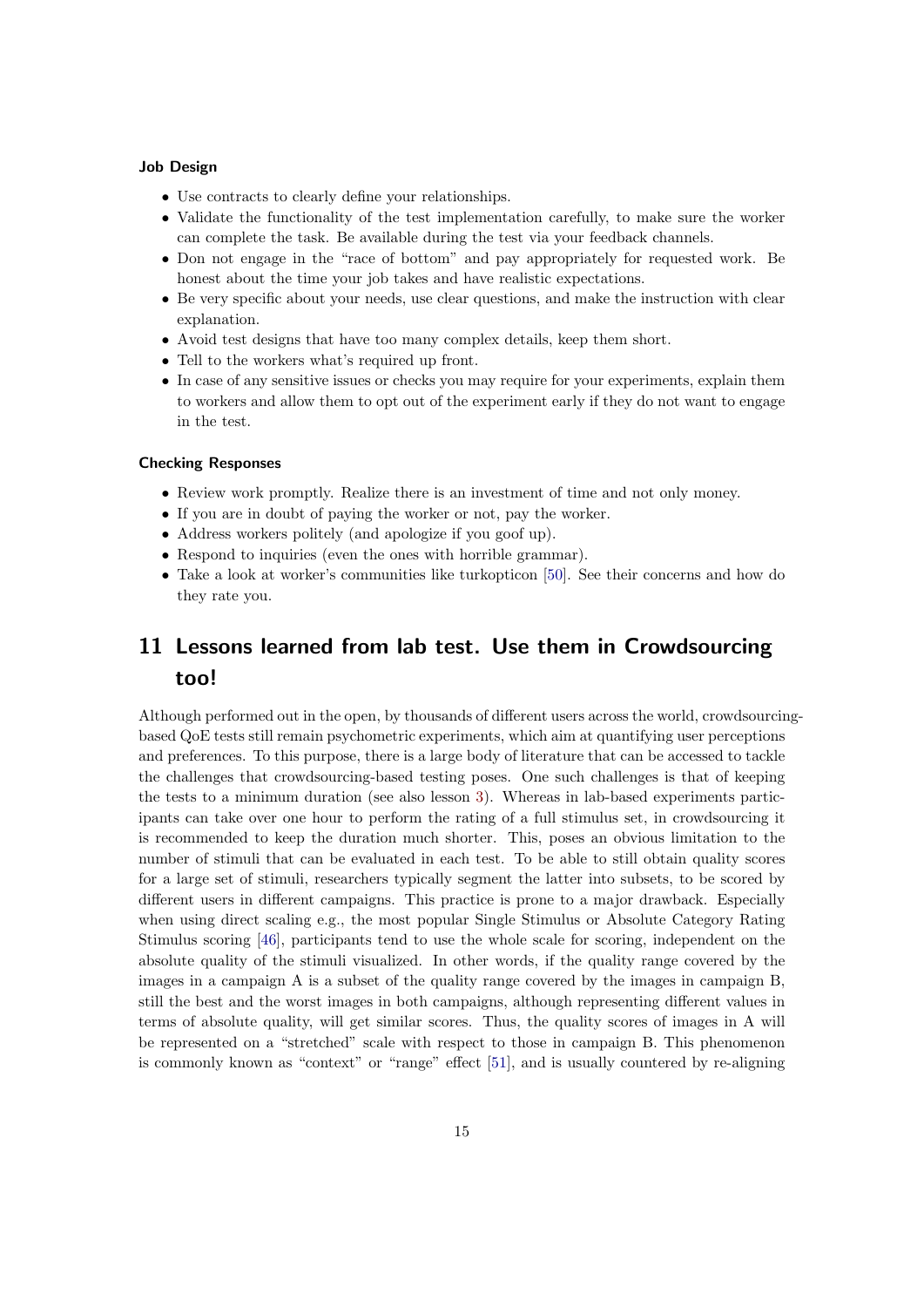**Job Design**

- Use contracts to clearly define your relationships.
- Validate the functionality of the test implementation carefully, to make sure the worker can complete the task. Be available during the test via your feedback channels.
- Don not engage in the "race of bottom" and pay appropriately for requested work. Be honest about the time your job takes and have realistic expectations.
- Be very specific about your needs, use clear questions, and make the instruction with clear explanation.
- Avoid test designs that have too many complex details, keep them short.
- Tell to the workers what's required up front.
- In case of any sensitive issues or checks you may require for your experiments, explain them to workers and allow them to opt out of the experiment early if they do not want to engage in the test.

**Checking Responses**

- Review work promptly. Realize there is an investment of time and not only money.
- If you are in doubt of paying the worker or not, pay the worker.
- Address workers politely (and apologize if you goof up).
- Respond to inquiries (even the ones with horrible grammar).
- Take a look at worker's communities like turkopticon [50]. See their concerns and how do they rate you.

## 11 Lessons learned from lab test. Use them in Crowdsourcing too!

Although performed out in the open, by thousands of different users across the world, crowdsourcing-based QoE tests still remain psychometric experiments, which aim at quantifying user perceptions and preferences. To this purpose, there is a large body of literature that can be accessed to tackle the challenges that crowdsourcing-based testing poses. One such challenges is that of keeping the tests to a minimum duration (see also lesson 3). Whereas in lab-based experiments participants can take over one hour to perform the rating of a full stimulus set, in crowdsourcing it is recommended to keep the duration much shorter. This, poses an obvious limitation to the number of stimuli that can be evaluated in each test. To be able to still obtain quality scores for a large set of stimuli, researchers typically segment the latter into subsets, to be scored by different users in different campaigns. This practice is prone to a major drawback. Especially when using direct scaling e.g., the most popular Single Stimulus or Absolute Category Rating Stimulus scoring [46], participants tend to use the whole scale for scoring, independent on the absolute quality of the stimuli visualized. In other words, if the quality range covered by the images in a campaign A is a subset of the quality range covered by the images in campaign B, still the best and the worst images in both campaigns, although representing different values in terms of absolute quality, will get similar scores. Thus, the quality scores of images in A will be represented on a "stretched" scale with respect to those in campaign B. This phenomenon is commonly known as "context" or "range" effect [51], and is usually countered by re-aligning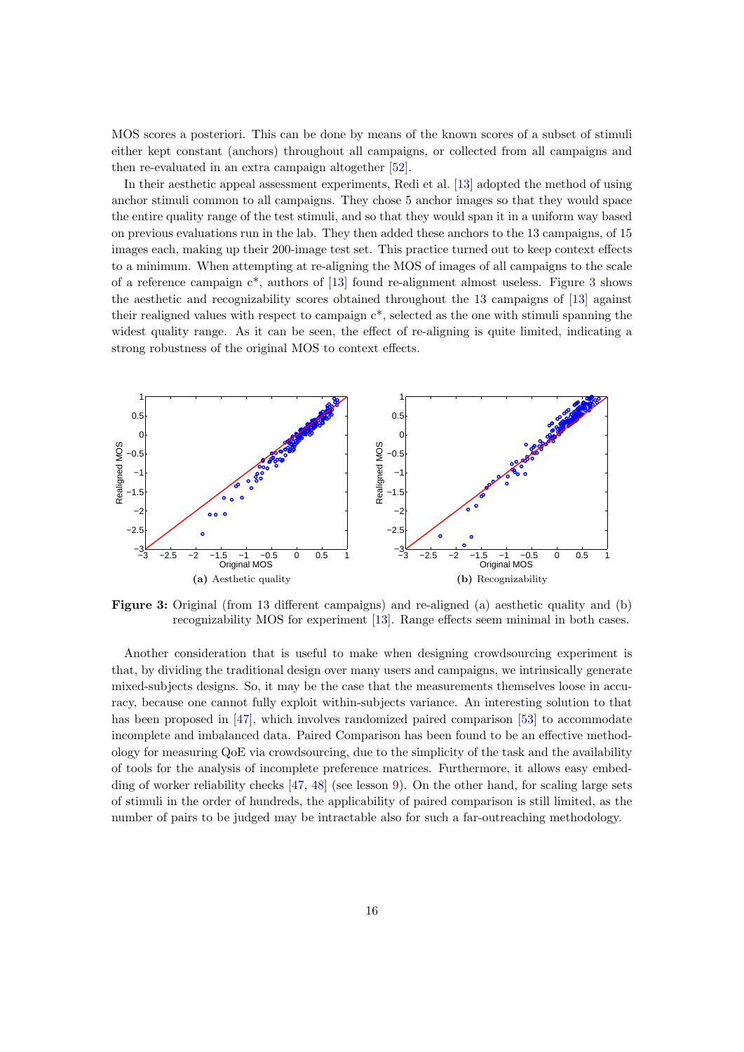MOS scores a posteriori. This can be done by means of the known scores of a subset of stimuli either kept constant (anchors) throughout all campaigns, or collected from all campaigns and then re-evaluated in an extra campaign altogether [52].

In their aesthetic appeal assessment experiments, Redi et al. [13] adopted the method of using anchor stimuli common to all campaigns. They chose 5 anchor images so that they would space the entire quality range of the test stimuli, and so that they would span it in a uniform way based on previous evaluations run in the lab. They then added these anchors to the 13 campaigns, of 15 images each, making up their 200-image test set. This practice turned out to keep context effects to a minimum. When attempting at re-aligning the MOS of images of all campaigns to the scale of a reference campaign c*, authors of [13] found re-alignment almost useless. Figure 3 shows the aesthetic and recognizability scores obtained throughout the 13 campaigns of [13] against their realigned values with respect to campaign c*, selected as the one with stimuli spanning the widest quality range. As it can be seen, the effect of re-aligning is quite limited, indicating a strong robustness of the original MOS to context effects.

**(a)** Aesthetic quality

**(b)** Recognizability

**Figure 3:** Original (from 13 different campaigns) and re-aligned (a) aesthetic quality and (b) recognizability MOS for experiment [13]. Range effects seem minimal in both cases.

Another consideration that is useful to make when designing crowdsourcing experiment is that, by dividing the traditional design over many users and campaigns, we intrinsically generate mixed-subjects designs. So, it may be the case that the measurements themselves loose in accuracy, because one cannot fully exploit within-subjects variance. An interesting solution to that has been proposed in [47], which involves randomized paired comparison [53] to accommodate incomplete and imbalanced data. Paired Comparison has been found to be an effective methodology for measuring QoE via crowdsourcing, due to the simplicity of the task and the availability of tools for the analysis of incomplete preference matrices. Furthermore, it allows easy embedding of worker reliability checks [47, 48] (see lesson 9). On the other hand, for scaling large sets of stimuli in the order of hundreds, the applicability of paired comparison is still limited, as the number of pairs to be judged may be intractable also for such a far-outreaching methodology.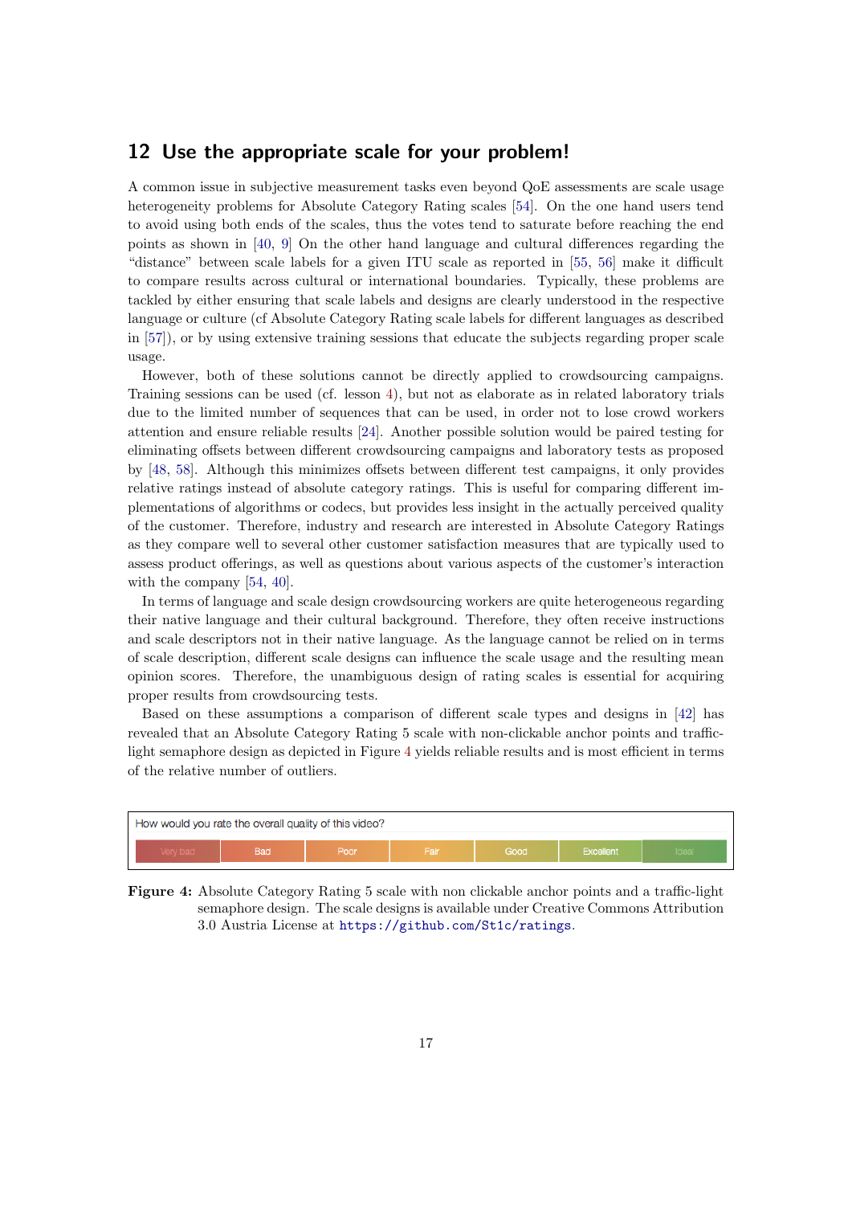## 12 Use the appropriate scale for your problem!

A common issue in subjective measurement tasks even beyond QoE assessments are scale usage heterogeneity problems for Absolute Category Rating scales [54]. On the one hand users tend to avoid using both ends of the scales, thus the votes tend to saturate before reaching the end points as shown in [40, 9] On the other hand language and cultural differences regarding the "distance" between scale labels for a given ITU scale as reported in [55, 56] make it difficult to compare results across cultural or international boundaries. Typically, these problems are tackled by either ensuring that scale labels and designs are clearly understood in the respective language or culture (cf Absolute Category Rating scale labels for different languages as described in [57]), or by using extensive training sessions that educate the subjects regarding proper scale usage.

However, both of these solutions cannot be directly applied to crowdsourcing campaigns. Training sessions can be used (cf. lesson 4), but not as elaborate as in related laboratory trials due to the limited number of sequences that can be used, in order not to lose crowd workers attention and ensure reliable results [24]. Another possible solution would be paired testing for eliminating offsets between different crowdsourcing campaigns and laboratory tests as proposed by [48, 58]. Although this minimizes offsets between different test campaigns, it only provides relative ratings instead of absolute category ratings. This is useful for comparing different implementations of algorithms or codecs, but provides less insight in the actually perceived quality of the customer. Therefore, industry and research are interested in Absolute Category Ratings as they compare well to several other customer satisfaction measures that are typically used to assess product offerings, as well as questions about various aspects of the customer's interaction with the company [54, 40].

In terms of language and scale design crowdsourcing workers are quite heterogeneous regarding their native language and their cultural background. Therefore, they often receive instructions and scale descriptors not in their native language. As the language cannot be relied on in terms of scale description, different scale designs can influence the scale usage and the resulting mean opinion scores. Therefore, the unambiguous design of rating scales is essential for acquiring proper results from crowdsourcing tests.

Based on these assumptions a comparison of different scale types and designs in [42] has revealed that an Absolute Category Rating 5 scale with non-clickable anchor points and traffic-light semaphore design as depicted in Figure 4 yields reliable results and is most efficient in terms of the relative number of outliers.

How would you rate the overall quality of this video?

| Very bad | Bad | Poor | Fair | Good | Excellent | Ideal |
|---|---|---|---|---|---|---|

**Figure 4:** Absolute Category Rating 5 scale with non clickable anchor points and a traffic-light semaphore design. The scale designs is available under Creative Commons Attribution 3.0 Austria License at `https://github.com/St1c/ratings`.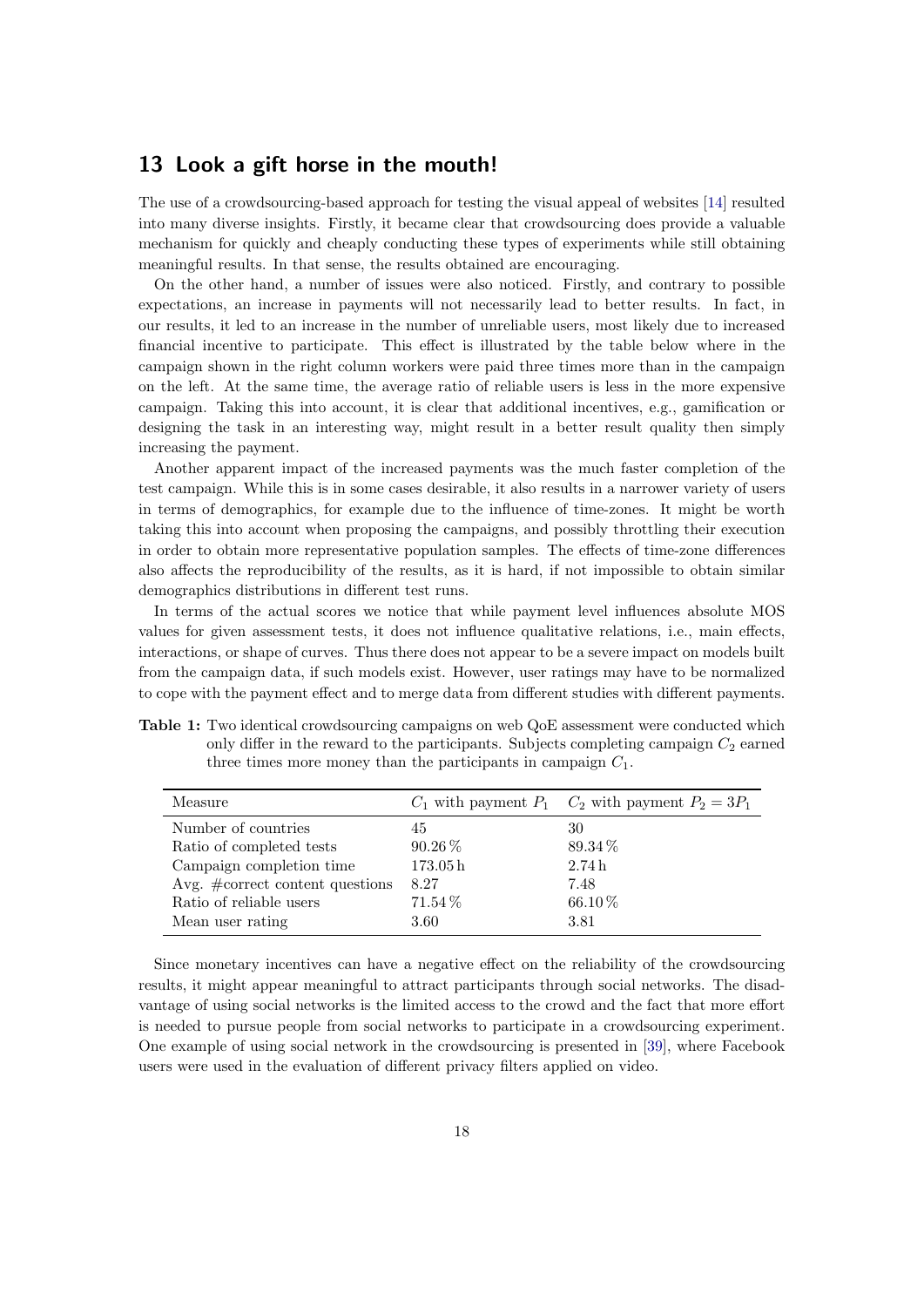## 13 Look a gift horse in the mouth!

The use of a crowdsourcing-based approach for testing the visual appeal of websites [14] resulted into many diverse insights. Firstly, it became clear that crowdsourcing does provide a valuable mechanism for quickly and cheaply conducting these types of experiments while still obtaining meaningful results. In that sense, the results obtained are encouraging.

On the other hand, a number of issues were also noticed. Firstly, and contrary to possible expectations, an increase in payments will not necessarily lead to better results. In fact, in our results, it led to an increase in the number of unreliable users, most likely due to increased financial incentive to participate. This effect is illustrated by the table below where in the campaign shown in the right column workers were paid three times more than in the campaign on the left. At the same time, the average ratio of reliable users is less in the more expensive campaign. Taking this into account, it is clear that additional incentives, e.g., gamification or designing the task in an interesting way, might result in a better result quality then simply increasing the payment.

Another apparent impact of the increased payments was the much faster completion of the test campaign. While this is in some cases desirable, it also results in a narrower variety of users in terms of demographics, for example due to the influence of time-zones. It might be worth taking this into account when proposing the campaigns, and possibly throttling their execution in order to obtain more representative population samples. The effects of time-zone differences also affects the reproducibility of the results, as it is hard, if not impossible to obtain similar demographics distributions in different test runs.

In terms of the actual scores we notice that while payment level influences absolute MOS values for given assessment tests, it does not influence qualitative relations, i.e., main effects, interactions, or shape of curves. Thus there does not appear to be a severe impact on models built from the campaign data, if such models exist. However, user ratings may have to be normalized to cope with the payment effect and to merge data from different studies with different payments.

**Table 1:** Two identical crowdsourcing campaigns on web QoE assessment were conducted which only differ in the reward to the participants. Subjects completing campaign $C_2$ earned three times more money than the participants in campaign $C_1$.

| Measure | $C_1$ with payment $P_1$ | $C_2$ with payment $P_2 = 3P_1$ |
|---|---|---|
| Number of countries | 45 | 30 |
| Ratio of completed tests | 90.26 % | 89.34 % |
| Campaign completion time | 173.05 h | 2.74 h |
| Avg. #correct content questions | 8.27 | 7.48 |
| Ratio of reliable users | 71.54 % | 66.10 % |
| Mean user rating | 3.60 | 3.81 |

Since monetary incentives can have a negative effect on the reliability of the crowdsourcing results, it might appear meaningful to attract participants through social networks. The disadvantage of using social networks is the limited access to the crowd and the fact that more effort is needed to pursue people from social networks to participate in a crowdsourcing experiment. One example of using social network in the crowdsourcing is presented in [39], where Facebook users were used in the evaluation of different privacy filters applied on video.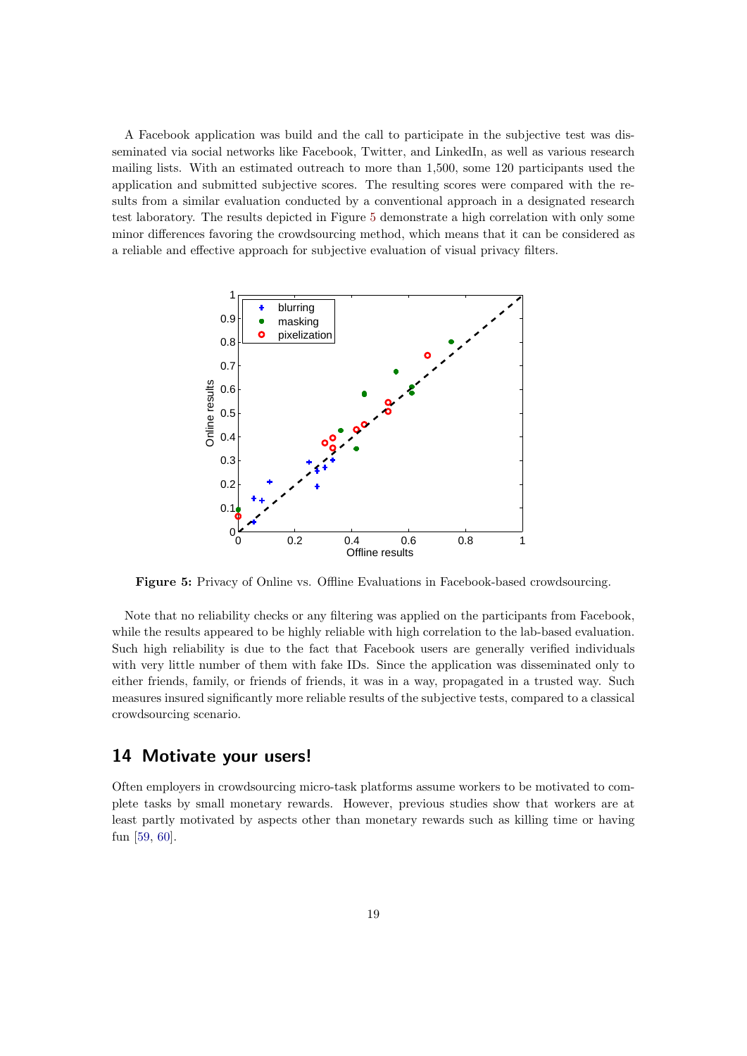A Facebook application was build and the call to participate in the subjective test was disseminated via social networks like Facebook, Twitter, and LinkedIn, as well as various research mailing lists. With an estimated outreach to more than 1,500, some 120 participants used the application and submitted subjective scores. The resulting scores were compared with the results from a similar evaluation conducted by a conventional approach in a designated research test laboratory. The results depicted in Figure 5 demonstrate a high correlation with only some minor differences favoring the crowdsourcing method, which means that it can be considered as a reliable and effective approach for subjective evaluation of visual privacy filters.

**Figure 5:** Privacy of Online vs. Offline Evaluations in Facebook-based crowdsourcing.

Note that no reliability checks or any filtering was applied on the participants from Facebook, while the results appeared to be highly reliable with high correlation to the lab-based evaluation. Such high reliability is due to the fact that Facebook users are generally verified individuals with very little number of them with fake IDs. Since the application was disseminated only to either friends, family, or friends of friends, it was in a way, propagated in a trusted way. Such measures insured significantly more reliable results of the subjective tests, compared to a classical crowdsourcing scenario.

## 14 Motivate your users!

Often employers in crowdsourcing micro-task platforms assume workers to be motivated to complete tasks by small monetary rewards. However, previous studies show that workers are at least partly motivated by aspects other than monetary rewards such as killing time or having fun [59, 60].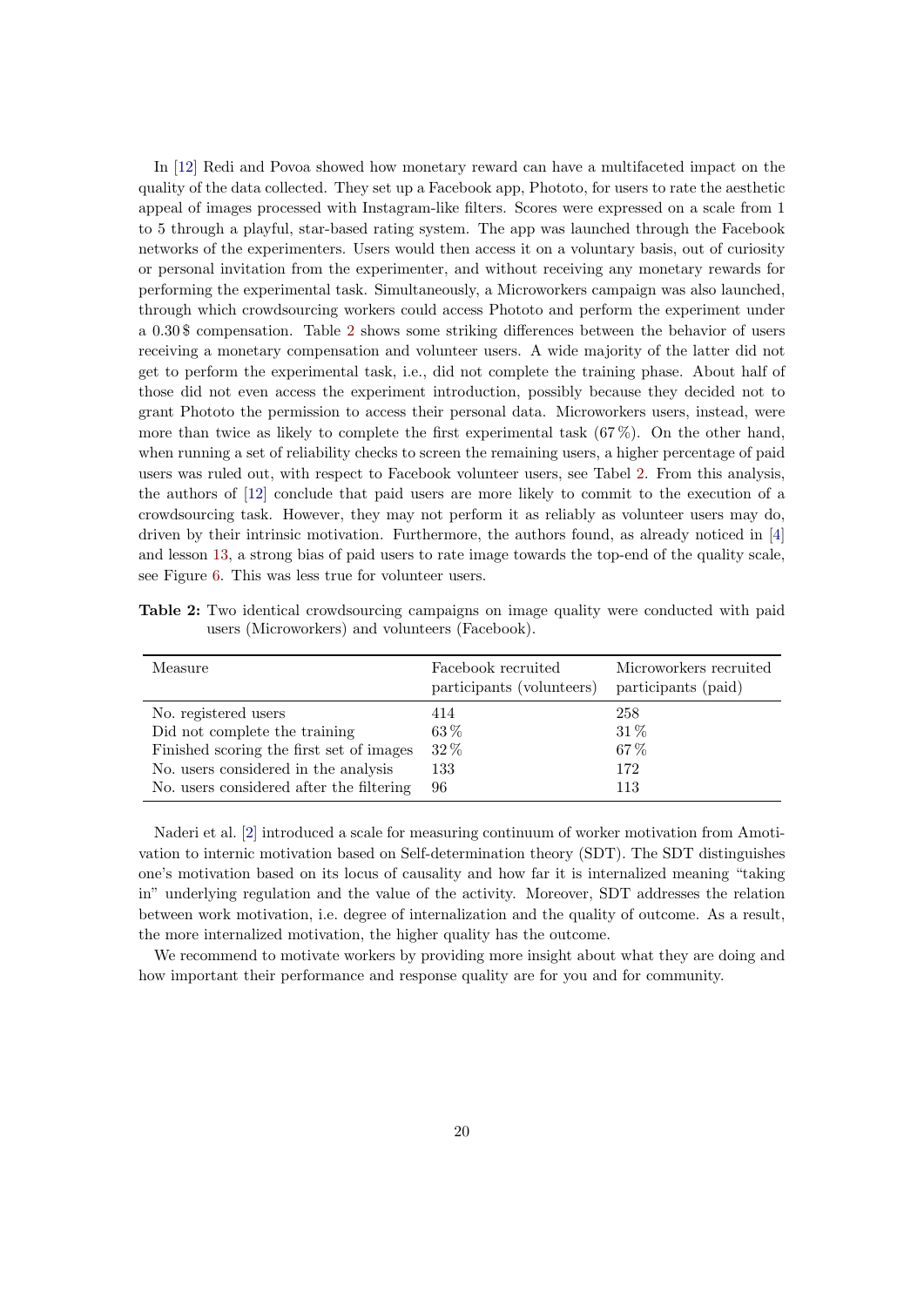In [12] Redi and Povoa showed how monetary reward can have a multifaceted impact on the quality of the data collected. They set up a Facebook app, Phototo, for users to rate the aesthetic appeal of images processed with Instagram-like filters. Scores were expressed on a scale from 1 to 5 through a playful, star-based rating system. The app was launched through the Facebook networks of the experimenters. Users would then access it on a voluntary basis, out of curiosity or personal invitation from the experimenter, and without receiving any monetary rewards for performing the experimental task. Simultaneously, a Microworkers campaign was also launched, through which crowdsourcing workers could access Phototo and perform the experiment under a 0.30 $ compensation. Table 2 shows some striking differences between the behavior of users receiving a monetary compensation and volunteer users. A wide majority of the latter did not get to perform the experimental task, i.e., did not complete the training phase. About half of those did not even access the experiment introduction, possibly because they decided not to grant Phototo the permission to access their personal data. Microworkers users, instead, were more than twice as likely to complete the first experimental task (67 %). On the other hand, when running a set of reliability checks to screen the remaining users, a higher percentage of paid users was ruled out, with respect to Facebook volunteer users, see Tabel 2. From this analysis, the authors of [12] conclude that paid users are more likely to commit to the execution of a crowdsourcing task. However, they may not perform it as reliably as volunteer users may do, driven by their intrinsic motivation. Furthermore, the authors found, as already noticed in [4] and lesson 13, a strong bias of paid users to rate image towards the top-end of the quality scale, see Figure 6. This was less true for volunteer users.

**Table 2:** Two identical crowdsourcing campaigns on image quality were conducted with paid users (Microworkers) and volunteers (Facebook).

| Measure | Facebook recruited participants (volunteers) | Microworkers recruited participants (paid) |
|---|---|---|
| No. registered users | 414 | 258 |
| Did not complete the training | 63 % | 31 % |
| Finished scoring the first set of images | 32 % | 67 % |
| No. users considered in the analysis | 133 | 172 |
| No. users considered after the filtering | 96 | 113 |

Naderi et al. [2] introduced a scale for measuring continuum of worker motivation from Amotivation to internic motivation based on Self-determination theory (SDT). The SDT distinguishes one's motivation based on its locus of causality and how far it is internalized meaning "taking in" underlying regulation and the value of the activity. Moreover, SDT addresses the relation between work motivation, i.e. degree of internalization and the quality of outcome. As a result, the more internalized motivation, the higher quality has the outcome.

We recommend to motivate workers by providing more insight about what they are doing and how important their performance and response quality are for you and for community.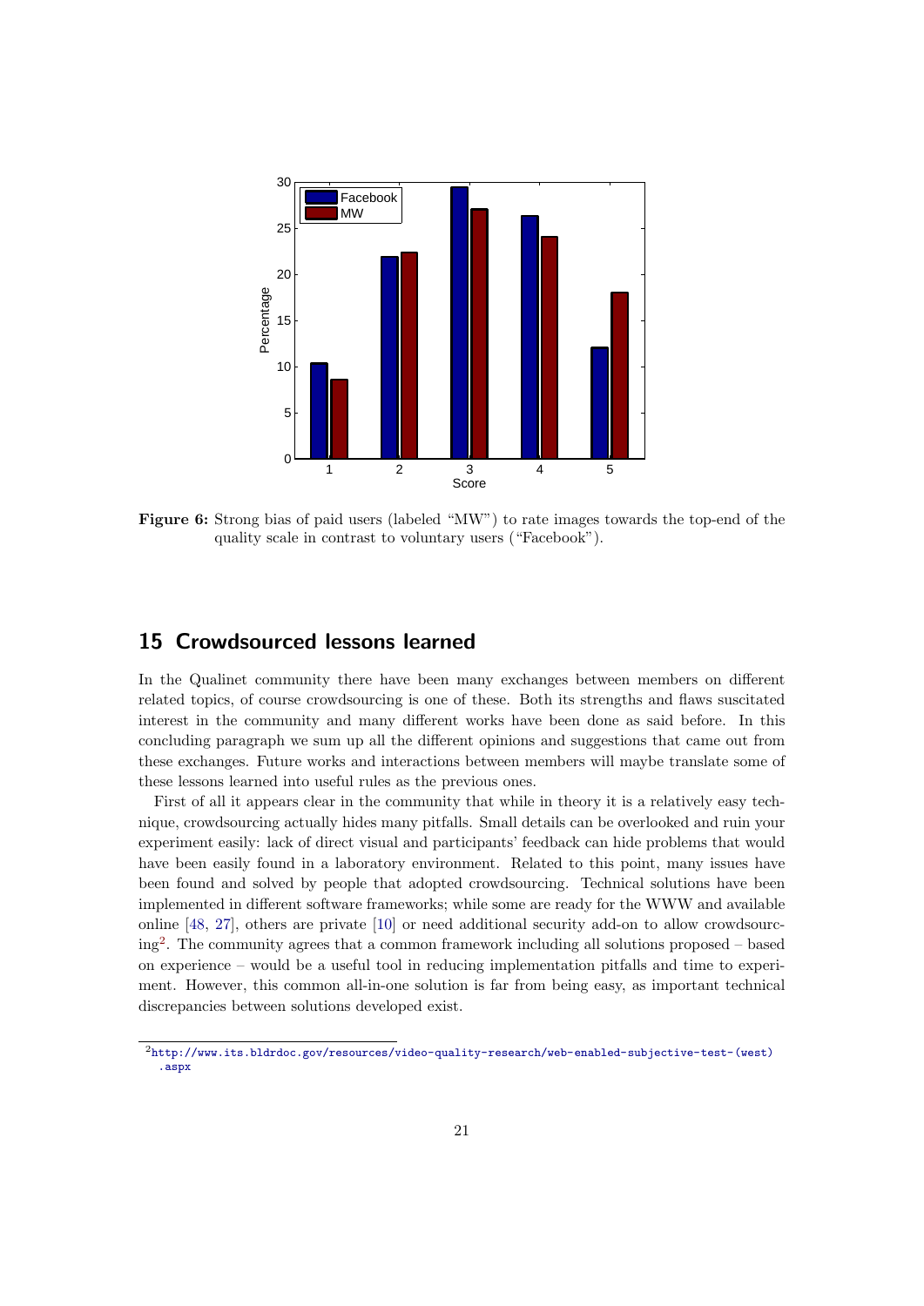**Figure 6:** Strong bias of paid users (labeled "MW") to rate images towards the top-end of the quality scale in contrast to voluntary users ("Facebook").

## 15 Crowdsourced lessons learned

In the Qualinet community there have been many exchanges between members on different related topics, of course crowdsourcing is one of these. Both its strengths and flaws suscitated interest in the community and many different works have been done as said before. In this concluding paragraph we sum up all the different opinions and suggestions that came out from these exchanges. Future works and interactions between members will maybe translate some of these lessons learned into useful rules as the previous ones.

First of all it appears clear in the community that while in theory it is a relatively easy technique, crowdsourcing actually hides many pitfalls. Small details can be overlooked and ruin your experiment easily: lack of direct visual and participants' feedback can hide problems that would have been easily found in a laboratory environment. Related to this point, many issues have been found and solved by people that adopted crowdsourcing. Technical solutions have been implemented in different software frameworks; while some are ready for the WWW and available online [48, 27], others are private [10] or need additional security add-on to allow crowdsourcing[2]. The community agrees that a common framework including all solutions proposed – based on experience – would be a useful tool in reducing implementation pitfalls and time to experiment. However, this common all-in-one solution is far from being easy, as important technical discrepancies between solutions developed exist.

[2] http://www.its.bldrdoc.gov/resources/video-quality-research/web-enabled-subjective-test-(west).aspx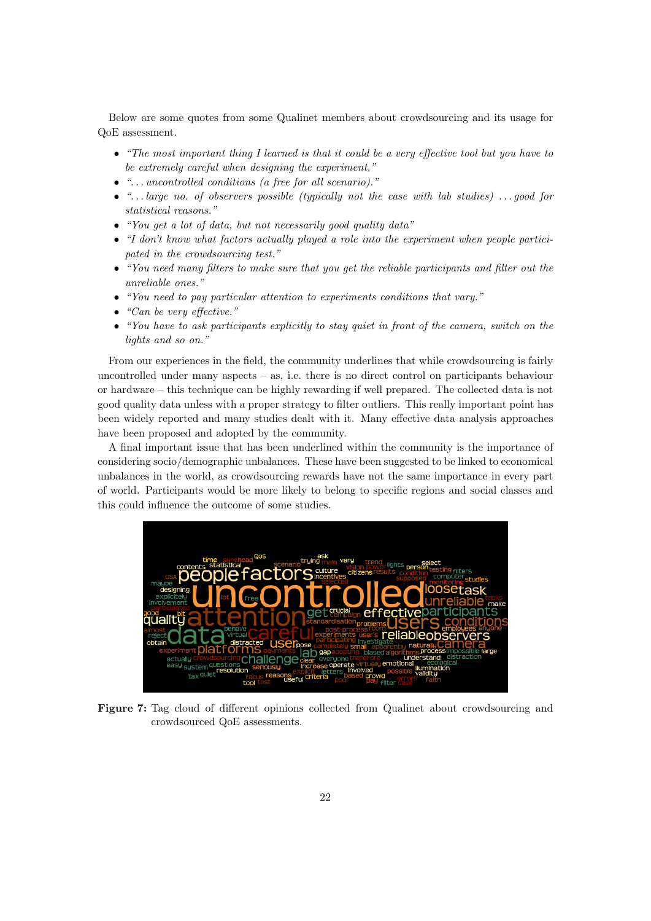Below are some quotes from some Qualinet members about crowdsourcing and its usage for QoE assessment.

- *"The most important thing I learned is that it could be a very effective tool but you have to be extremely careful when designing the experiment."*
- *"...uncontrolled conditions (a free for all scenario)."*
- *"...large no. of observers possible (typically not the case with lab studies) ...good for statistical reasons."*
- *"You get a lot of data, but not necessarily good quality data"*
- *"I don't know what factors actually played a role into the experiment when people participated in the crowdsourcing test."*
- *"You need many filters to make sure that you get the reliable participants and filter out the unreliable ones."*
- *"You need to pay particular attention to experiments conditions that vary."*
- *"Can be very effective."*
- *"You have to ask participants explicitly to stay quiet in front of the camera, switch on the lights and so on."*

From our experiences in the field, the community underlines that while crowdsourcing is fairly uncontrolled under many aspects – as, i.e. there is no direct control on participants behaviour or hardware – this technique can be highly rewarding if well prepared. The collected data is not good quality data unless with a proper strategy to filter outliers. This really important point has been widely reported and many studies dealt with it. Many effective data analysis approaches have been proposed and adopted by the community.

A final important issue that has been underlined within the community is the importance of considering socio/demographic unbalances. These have been suggested to be linked to economical unbalances in the world, as crowdsourcing rewards have not the same importance in every part of world. Participants would be more likely to belong to specific regions and social classes and this could influence the outcome of some studies.

**Figure 7:** Tag cloud of different opinions collected from Qualinet about crowdsourcing and crowdsourced QoE assessments.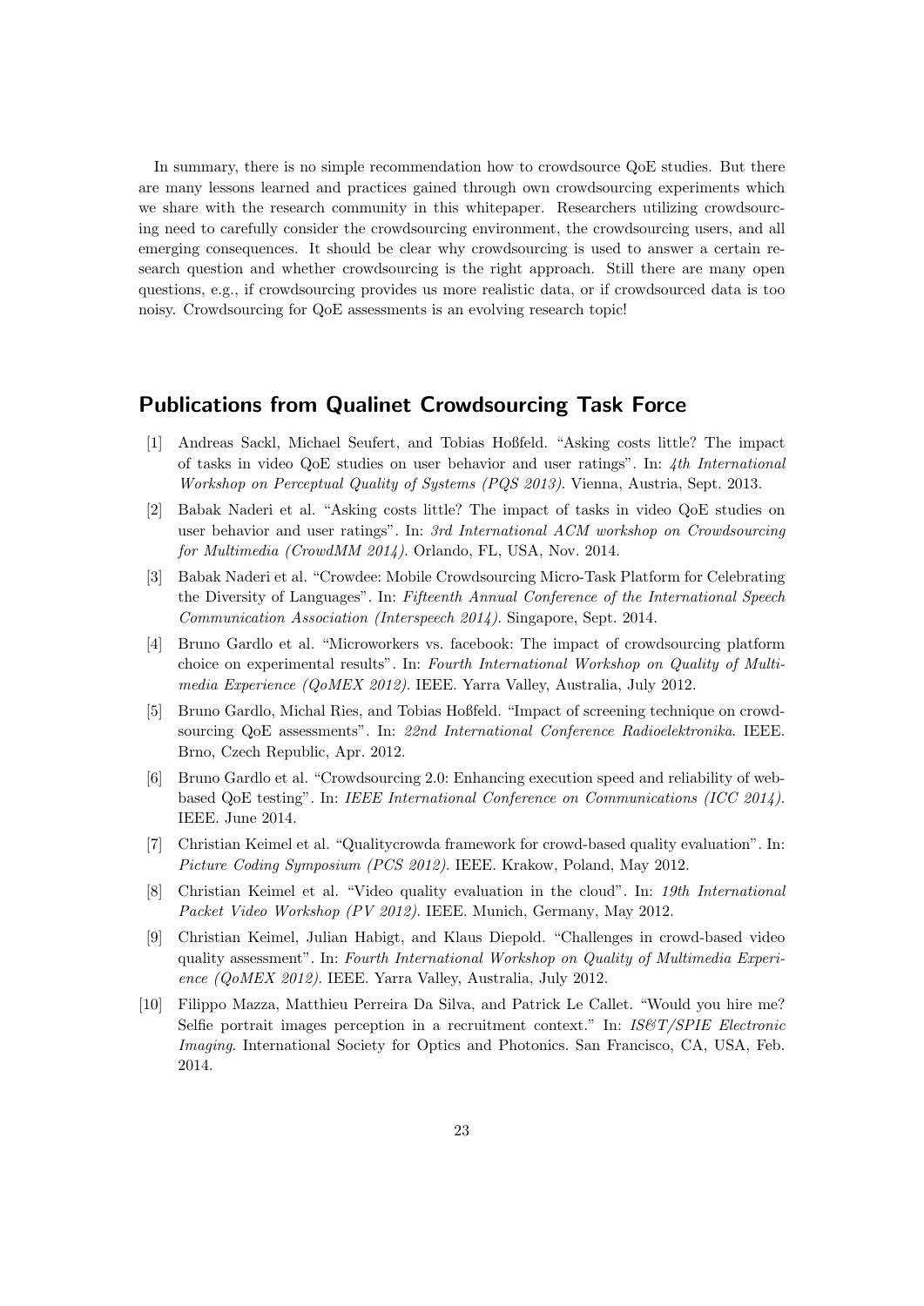In summary, there is no simple recommendation how to crowdsource QoE studies. But there are many lessons learned and practices gained through own crowdsourcing experiments which we share with the research community in this whitepaper. Researchers utilizing crowdsourcing need to carefully consider the crowdsourcing environment, the crowdsourcing users, and all emerging consequences. It should be clear why crowdsourcing is used to answer a certain research question and whether crowdsourcing is the right approach. Still there are many open questions, e.g., if crowdsourcing provides us more realistic data, or if crowdsourced data is too noisy. Crowdsourcing for QoE assessments is an evolving research topic!

## Publications from Qualinet Crowdsourcing Task Force

[1] Andreas Sackl, Michael Seufert, and Tobias Hoßfeld. "Asking costs little? The impact of tasks in video QoE studies on user behavior and user ratings". In: *4th International Workshop on Perceptual Quality of Systems (PQS 2013)*. Vienna, Austria, Sept. 2013.

[2] Babak Naderi et al. "Asking costs little? The impact of tasks in video QoE studies on user behavior and user ratings". In: *3rd International ACM workshop on Crowdsourcing for Multimedia (CrowdMM 2014)*. Orlando, FL, USA, Nov. 2014.

[3] Babak Naderi et al. "Crowdee: Mobile Crowdsourcing Micro-Task Platform for Celebrating the Diversity of Languages". In: *Fifteenth Annual Conference of the International Speech Communication Association (Interspeech 2014)*. Singapore, Sept. 2014.

[4] Bruno Gardlo et al. "Microworkers vs. facebook: The impact of crowdsourcing platform choice on experimental results". In: *Fourth International Workshop on Quality of Multimedia Experience (QoMEX 2012)*. IEEE. Yarra Valley, Australia, July 2012.

[5] Bruno Gardlo, Michal Ries, and Tobias Hoßfeld. "Impact of screening technique on crowdsourcing QoE assessments". In: *22nd International Conference Radioelektronika*. IEEE. Brno, Czech Republic, Apr. 2012.

[6] Bruno Gardlo et al. "Crowdsourcing 2.0: Enhancing execution speed and reliability of web-based QoE testing". In: *IEEE International Conference on Communications (ICC 2014)*. IEEE. June 2014.

[7] Christian Keimel et al. "Qualitycrowda framework for crowd-based quality evaluation". In: *Picture Coding Symposium (PCS 2012)*. IEEE. Krakow, Poland, May 2012.

[8] Christian Keimel et al. "Video quality evaluation in the cloud". In: *19th International Packet Video Workshop (PV 2012)*. IEEE. Munich, Germany, May 2012.

[9] Christian Keimel, Julian Habigt, and Klaus Diepold. "Challenges in crowd-based video quality assessment". In: *Fourth International Workshop on Quality of Multimedia Experience (QoMEX 2012)*. IEEE. Yarra Valley, Australia, July 2012.

[10] Filippo Mazza, Matthieu Perreira Da Silva, and Patrick Le Callet. "Would you hire me? Selfie portrait images perception in a recruitment context." In: *IS&T/SPIE Electronic Imaging*. International Society for Optics and Photonics. San Francisco, CA, USA, Feb. 2014.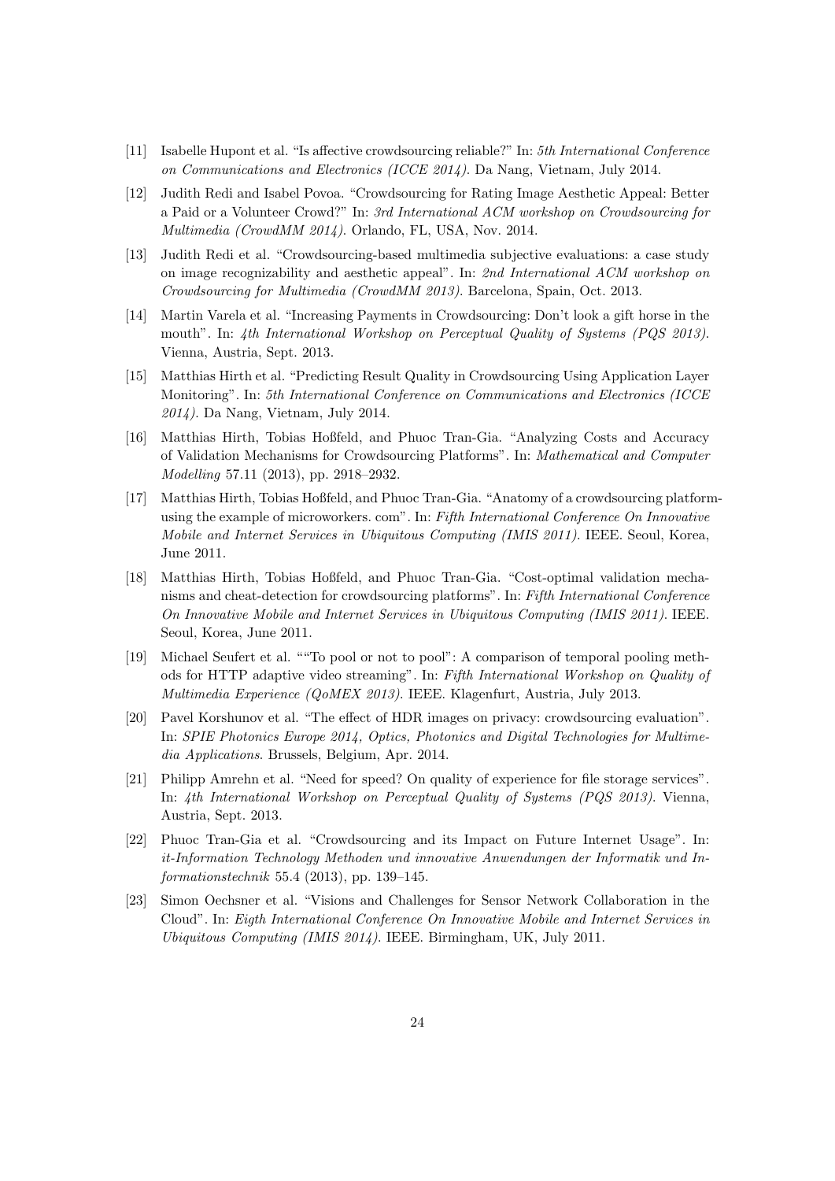- [11] Isabelle Hupont et al. "Is affective crowdsourcing reliable?" In: *5th International Conference on Communications and Electronics (ICCE 2014)*. Da Nang, Vietnam, July 2014.
- [12] Judith Redi and Isabel Povoa. "Crowdsourcing for Rating Image Aesthetic Appeal: Better a Paid or a Volunteer Crowd?" In: *3rd International ACM workshop on Crowdsourcing for Multimedia (CrowdMM 2014)*. Orlando, FL, USA, Nov. 2014.
- [13] Judith Redi et al. "Crowdsourcing-based multimedia subjective evaluations: a case study on image recognizability and aesthetic appeal". In: *2nd International ACM workshop on Crowdsourcing for Multimedia (CrowdMM 2013)*. Barcelona, Spain, Oct. 2013.
- [14] Martin Varela et al. "Increasing Payments in Crowdsourcing: Don't look a gift horse in the mouth". In: *4th International Workshop on Perceptual Quality of Systems (PQS 2013)*. Vienna, Austria, Sept. 2013.
- [15] Matthias Hirth et al. "Predicting Result Quality in Crowdsourcing Using Application Layer Monitoring". In: *5th International Conference on Communications and Electronics (ICCE 2014)*. Da Nang, Vietnam, July 2014.
- [16] Matthias Hirth, Tobias Hoßfeld, and Phuoc Tran-Gia. "Analyzing Costs and Accuracy of Validation Mechanisms for Crowdsourcing Platforms". In: *Mathematical and Computer Modelling* 57.11 (2013), pp. 2918–2932.
- [17] Matthias Hirth, Tobias Hoßfeld, and Phuoc Tran-Gia. "Anatomy of a crowdsourcing platform-using the example of microworkers. com". In: *Fifth International Conference On Innovative Mobile and Internet Services in Ubiquitous Computing (IMIS 2011)*. IEEE. Seoul, Korea, June 2011.
- [18] Matthias Hirth, Tobias Hoßfeld, and Phuoc Tran-Gia. "Cost-optimal validation mechanisms and cheat-detection for crowdsourcing platforms". In: *Fifth International Conference On Innovative Mobile and Internet Services in Ubiquitous Computing (IMIS 2011)*. IEEE. Seoul, Korea, June 2011.
- [19] Michael Seufert et al. ""To pool or not to pool": A comparison of temporal pooling methods for HTTP adaptive video streaming". In: *Fifth International Workshop on Quality of Multimedia Experience (QoMEX 2013)*. IEEE. Klagenfurt, Austria, July 2013.
- [20] Pavel Korshunov et al. "The effect of HDR images on privacy: crowdsourcing evaluation". In: *SPIE Photonics Europe 2014, Optics, Photonics and Digital Technologies for Multimedia Applications*. Brussels, Belgium, Apr. 2014.
- [21] Philipp Amrehn et al. "Need for speed? On quality of experience for file storage services". In: *4th International Workshop on Perceptual Quality of Systems (PQS 2013)*. Vienna, Austria, Sept. 2013.
- [22] Phuoc Tran-Gia et al. "Crowdsourcing and its Impact on Future Internet Usage". In: *it-Information Technology Methoden und innovative Anwendungen der Informatik und Informationstechnik* 55.4 (2013), pp. 139–145.
- [23] Simon Oechsner et al. "Visions and Challenges for Sensor Network Collaboration in the Cloud". In: *Eigth International Conference On Innovative Mobile and Internet Services in Ubiquitous Computing (IMIS 2014)*. IEEE. Birmingham, UK, July 2011.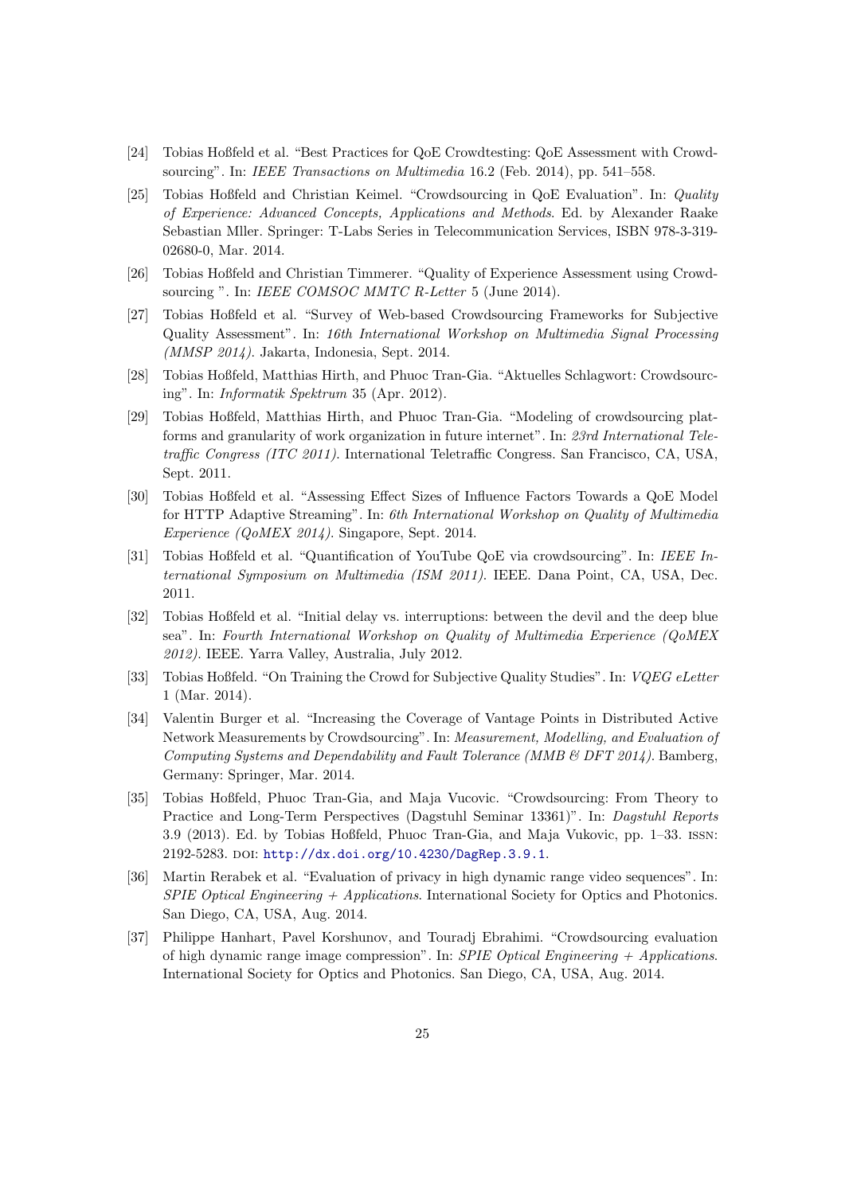[24] Tobias Hoßfeld et al. "Best Practices for QoE Crowdtesting: QoE Assessment with Crowdsourcing". In: *IEEE Transactions on Multimedia* 16.2 (Feb. 2014), pp. 541–558.

[25] Tobias Hoßfeld and Christian Keimel. "Crowdsourcing in QoE Evaluation". In: *Quality of Experience: Advanced Concepts, Applications and Methods*. Ed. by Alexander Raake Sebastian Mller. Springer: T-Labs Series in Telecommunication Services, ISBN 978-3-319-02680-0, Mar. 2014.

[26] Tobias Hoßfeld and Christian Timmerer. "Quality of Experience Assessment using Crowdsourcing ". In: *IEEE COMSOC MMTC R-Letter* 5 (June 2014).

[27] Tobias Hoßfeld et al. "Survey of Web-based Crowdsourcing Frameworks for Subjective Quality Assessment". In: *16th International Workshop on Multimedia Signal Processing (MMSP 2014)*. Jakarta, Indonesia, Sept. 2014.

[28] Tobias Hoßfeld, Matthias Hirth, and Phuoc Tran-Gia. "Aktuelles Schlagwort: Crowdsourcing". In: *Informatik Spektrum* 35 (Apr. 2012).

[29] Tobias Hoßfeld, Matthias Hirth, and Phuoc Tran-Gia. "Modeling of crowdsourcing platforms and granularity of work organization in future internet". In: *23rd International Teletraffic Congress (ITC 2011)*. International Teletraffic Congress. San Francisco, CA, USA, Sept. 2011.

[30] Tobias Hoßfeld et al. "Assessing Effect Sizes of Influence Factors Towards a QoE Model for HTTP Adaptive Streaming". In: *6th International Workshop on Quality of Multimedia Experience (QoMEX 2014)*. Singapore, Sept. 2014.

[31] Tobias Hoßfeld et al. "Quantification of YouTube QoE via crowdsourcing". In: *IEEE International Symposium on Multimedia (ISM 2011)*. IEEE. Dana Point, CA, USA, Dec. 2011.

[32] Tobias Hoßfeld et al. "Initial delay vs. interruptions: between the devil and the deep blue sea". In: *Fourth International Workshop on Quality of Multimedia Experience (QoMEX 2012)*. IEEE. Yarra Valley, Australia, July 2012.

[33] Tobias Hoßfeld. "On Training the Crowd for Subjective Quality Studies". In: *VQEG eLetter* 1 (Mar. 2014).

[34] Valentin Burger et al. "Increasing the Coverage of Vantage Points in Distributed Active Network Measurements by Crowdsourcing". In: *Measurement, Modelling, and Evaluation of Computing Systems and Dependability and Fault Tolerance (MMB & DFT 2014)*. Bamberg, Germany: Springer, Mar. 2014.

[35] Tobias Hoßfeld, Phuoc Tran-Gia, and Maja Vucovic. "Crowdsourcing: From Theory to Practice and Long-Term Perspectives (Dagstuhl Seminar 13361)". In: *Dagstuhl Reports* 3.9 (2013). Ed. by Tobias Hoßfeld, Phuoc Tran-Gia, and Maja Vukovic, pp. 1–33. ISSN: 2192-5283. DOI: http://dx.doi.org/10.4230/DagRep.3.9.1.

[36] Martin Rerabek et al. "Evaluation of privacy in high dynamic range video sequences". In: *SPIE Optical Engineering + Applications*. International Society for Optics and Photonics. San Diego, CA, USA, Aug. 2014.

[37] Philippe Hanhart, Pavel Korshunov, and Touradj Ebrahimi. "Crowdsourcing evaluation of high dynamic range image compression". In: *SPIE Optical Engineering + Applications*. International Society for Optics and Photonics. San Diego, CA, USA, Aug. 2014.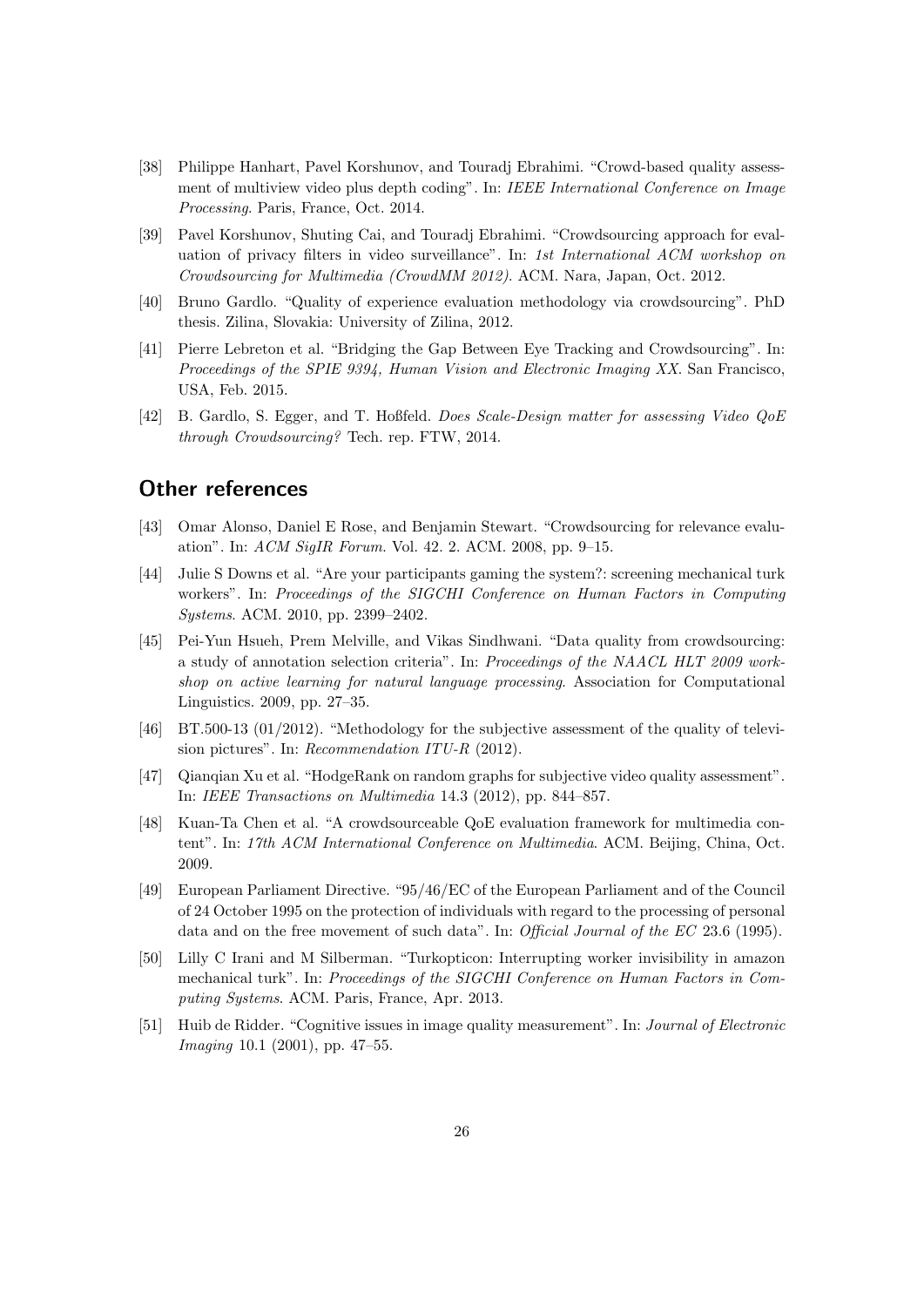[38] Philippe Hanhart, Pavel Korshunov, and Touradj Ebrahimi. "Crowd-based quality assessment of multiview video plus depth coding". In: *IEEE International Conference on Image Processing*. Paris, France, Oct. 2014.

[39] Pavel Korshunov, Shuting Cai, and Touradj Ebrahimi. "Crowdsourcing approach for evaluation of privacy filters in video surveillance". In: *1st International ACM workshop on Crowdsourcing for Multimedia (CrowdMM 2012)*. ACM. Nara, Japan, Oct. 2012.

[40] Bruno Gardlo. "Quality of experience evaluation methodology via crowdsourcing". PhD thesis. Zilina, Slovakia: University of Zilina, 2012.

[41] Pierre Lebreton et al. "Bridging the Gap Between Eye Tracking and Crowdsourcing". In: *Proceedings of the SPIE 9394, Human Vision and Electronic Imaging XX*. San Francisco, USA, Feb. 2015.

[42] B. Gardlo, S. Egger, and T. Hoßfeld. *Does Scale-Design matter for assessing Video QoE through Crowdsourcing?* Tech. rep. FTW, 2014.

## Other references

[43] Omar Alonso, Daniel E Rose, and Benjamin Stewart. "Crowdsourcing for relevance evaluation". In: *ACM SigIR Forum*. Vol. 42. 2. ACM. 2008, pp. 9–15.

[44] Julie S Downs et al. "Are your participants gaming the system?: screening mechanical turk workers". In: *Proceedings of the SIGCHI Conference on Human Factors in Computing Systems*. ACM. 2010, pp. 2399–2402.

[45] Pei-Yun Hsueh, Prem Melville, and Vikas Sindhwani. "Data quality from crowdsourcing: a study of annotation selection criteria". In: *Proceedings of the NAACL HLT 2009 workshop on active learning for natural language processing*. Association for Computational Linguistics. 2009, pp. 27–35.

[46] BT.500-13 (01/2012). "Methodology for the subjective assessment of the quality of television pictures". In: *Recommendation ITU-R* (2012).

[47] Qianqian Xu et al. "HodgeRank on random graphs for subjective video quality assessment". In: *IEEE Transactions on Multimedia* 14.3 (2012), pp. 844–857.

[48] Kuan-Ta Chen et al. "A crowdsourceable QoE evaluation framework for multimedia content". In: *17th ACM International Conference on Multimedia*. ACM. Beijing, China, Oct. 2009.

[49] European Parliament Directive. "95/46/EC of the European Parliament and of the Council of 24 October 1995 on the protection of individuals with regard to the processing of personal data and on the free movement of such data". In: *Official Journal of the EC* 23.6 (1995).

[50] Lilly C Irani and M Silberman. "Turkopticon: Interrupting worker invisibility in amazon mechanical turk". In: *Proceedings of the SIGCHI Conference on Human Factors in Computing Systems*. ACM. Paris, France, Apr. 2013.

[51] Huib de Ridder. "Cognitive issues in image quality measurement". In: *Journal of Electronic Imaging* 10.1 (2001), pp. 47–55.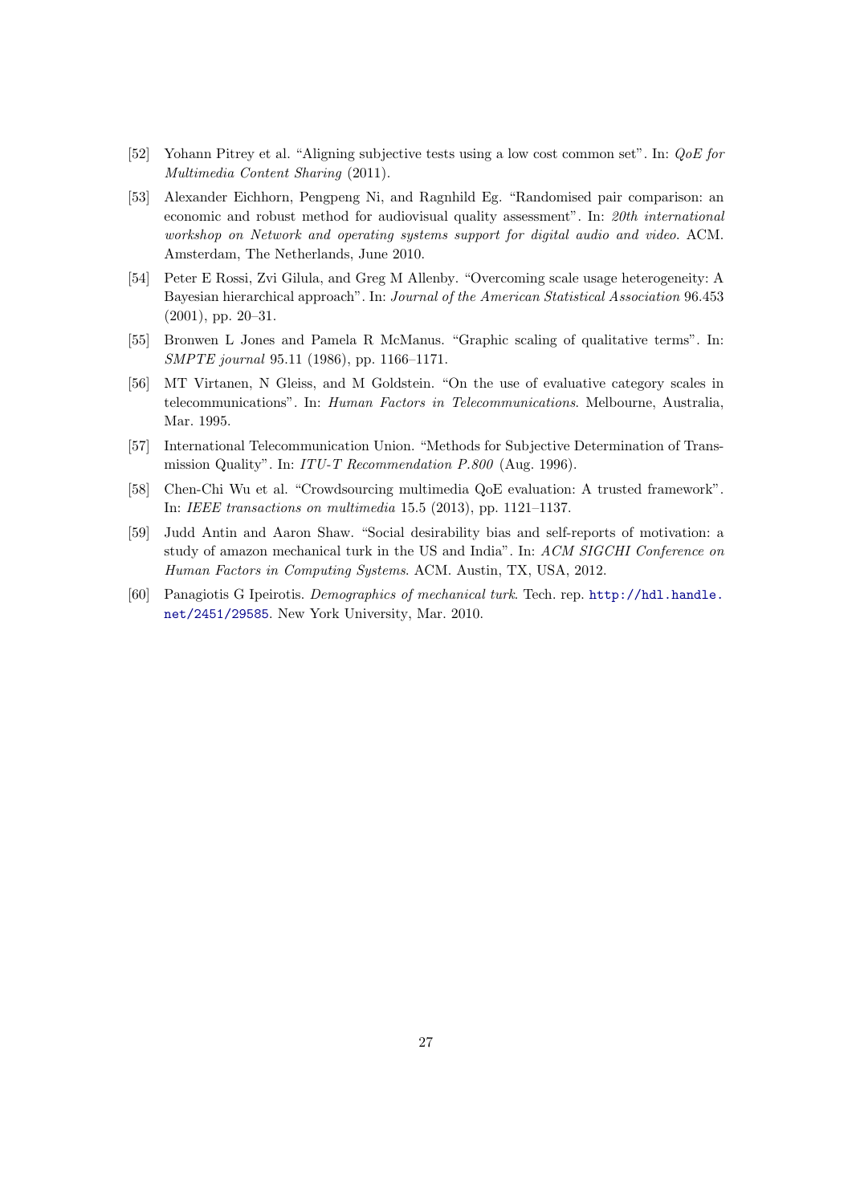[52] Yohann Pitrey et al. “Aligning subjective tests using a low cost common set”. In: *QoE for Multimedia Content Sharing* (2011).

[53] Alexander Eichhorn, Pengpeng Ni, and Ragnhild Eg. “Randomised pair comparison: an economic and robust method for audiovisual quality assessment”. In: *20th international workshop on Network and operating systems support for digital audio and video*. ACM. Amsterdam, The Netherlands, June 2010.

[54] Peter E Rossi, Zvi Gilula, and Greg M Allenby. “Overcoming scale usage heterogeneity: A Bayesian hierarchical approach”. In: *Journal of the American Statistical Association* 96.453 (2001), pp. 20–31.

[55] Bronwen L Jones and Pamela R McManus. “Graphic scaling of qualitative terms”. In: *SMPTE journal* 95.11 (1986), pp. 1166–1171.

[56] MT Virtanen, N Gleiss, and M Goldstein. “On the use of evaluative category scales in telecommunications”. In: *Human Factors in Telecommunications*. Melbourne, Australia, Mar. 1995.

[57] International Telecommunication Union. “Methods for Subjective Determination of Transmission Quality”. In: *ITU-T Recommendation P.800* (Aug. 1996).

[58] Chen-Chi Wu et al. “Crowdsourcing multimedia QoE evaluation: A trusted framework”. In: *IEEE transactions on multimedia* 15.5 (2013), pp. 1121–1137.

[59] Judd Antin and Aaron Shaw. “Social desirability bias and self-reports of motivation: a study of amazon mechanical turk in the US and India”. In: *ACM SIGCHI Conference on Human Factors in Computing Systems*. ACM. Austin, TX, USA, 2012.

[60] Panagiotis G Ipeirotis. *Demographics of mechanical turk*. Tech. rep. http://hdl.handle.net/2451/29585. New York University, Mar. 2010.